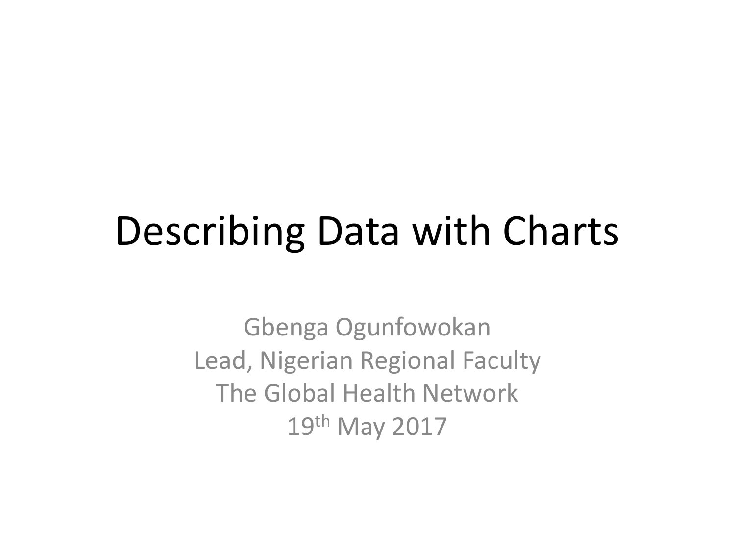# Describing Data with Charts

Gbenga Ogunfowokan
Lead, Nigerian Regional Faculty
The Global Health Network
19th May 2017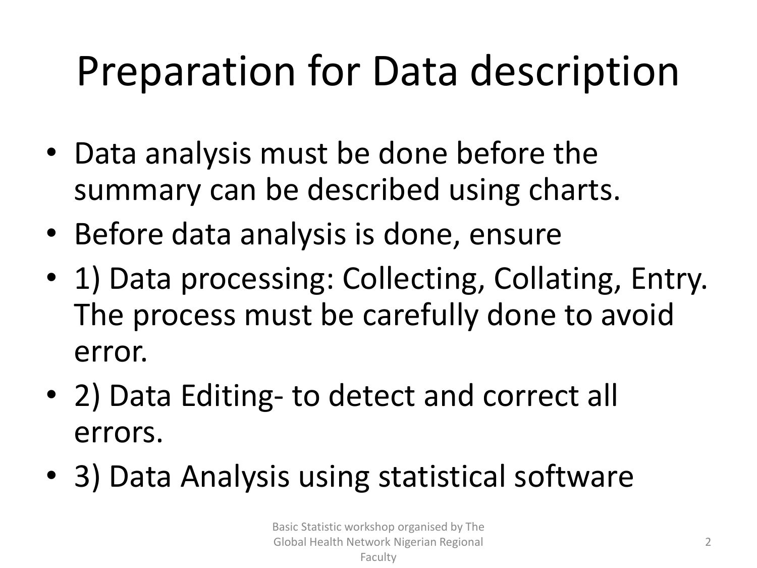# Preparation for Data description

- Data analysis must be done before the summary can be described using charts.
- Before data analysis is done, ensure
- 1) Data processing: Collecting, Collating, Entry. The process must be carefully done to avoid error.
- 2) Data Editing- to detect and correct all errors.
- 3) Data Analysis using statistical software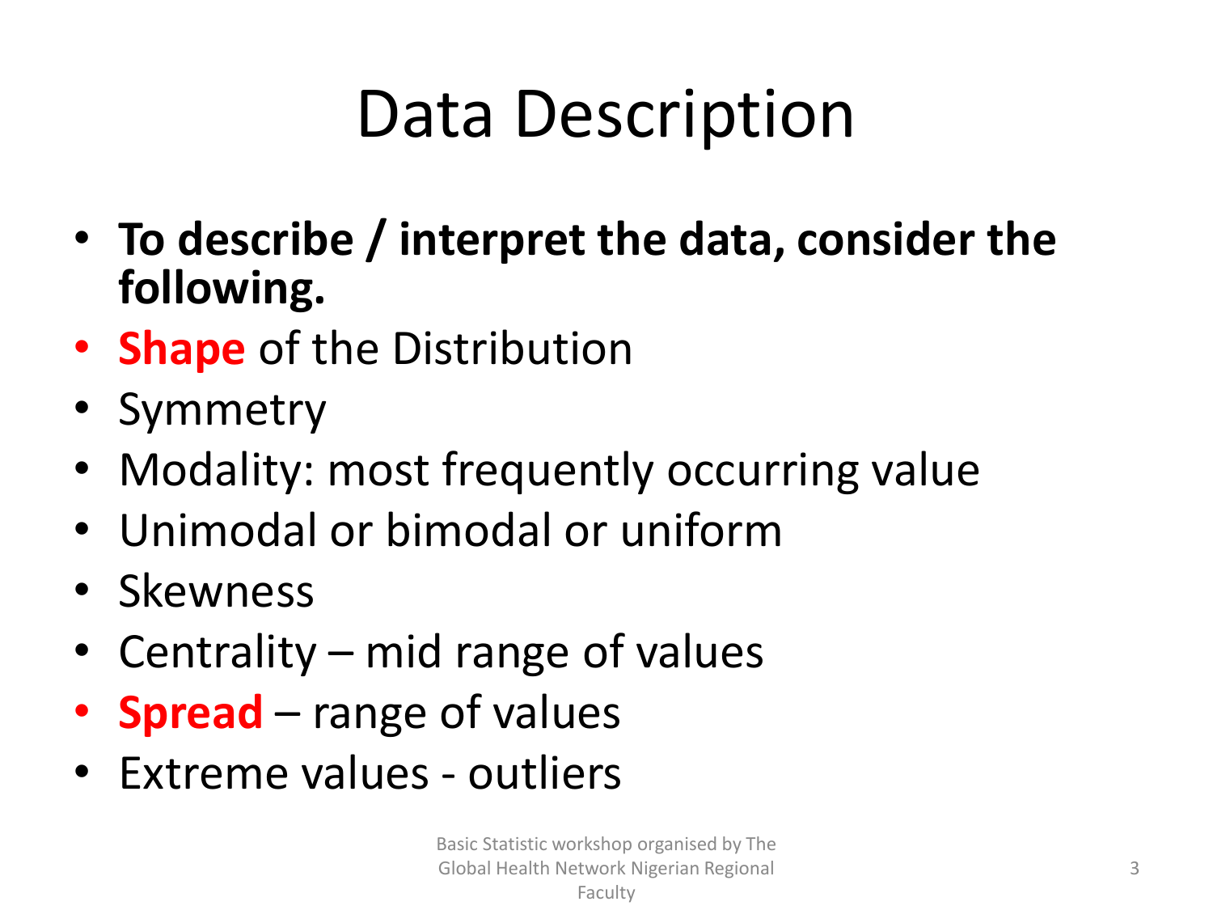# Data Description

- **To describe / interpret the data, consider the following.**
- **Shape** of the Distribution
- Symmetry
- Modality: most frequently occurring value
- Unimodal or bimodal or uniform
- Skewness
- Centrality – mid range of values
- **Spread** – range of values
- Extreme values - outliers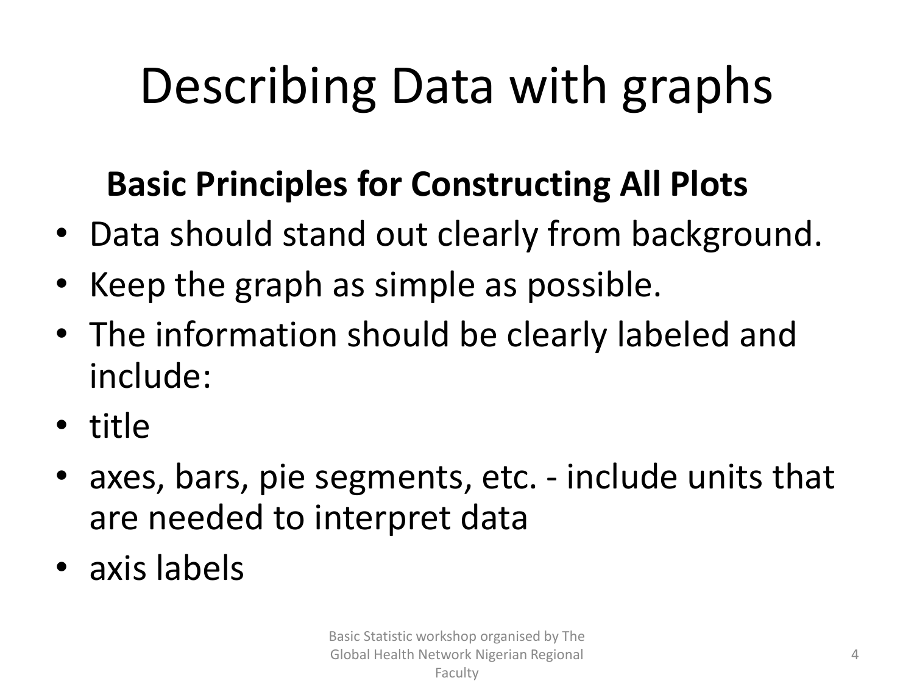# Describing Data with graphs

**Basic Principles for Constructing All Plots**

- Data should stand out clearly from background.
- Keep the graph as simple as possible.
- The information should be clearly labeled and include:
- title
- axes, bars, pie segments, etc. - include units that are needed to interpret data
- axis labels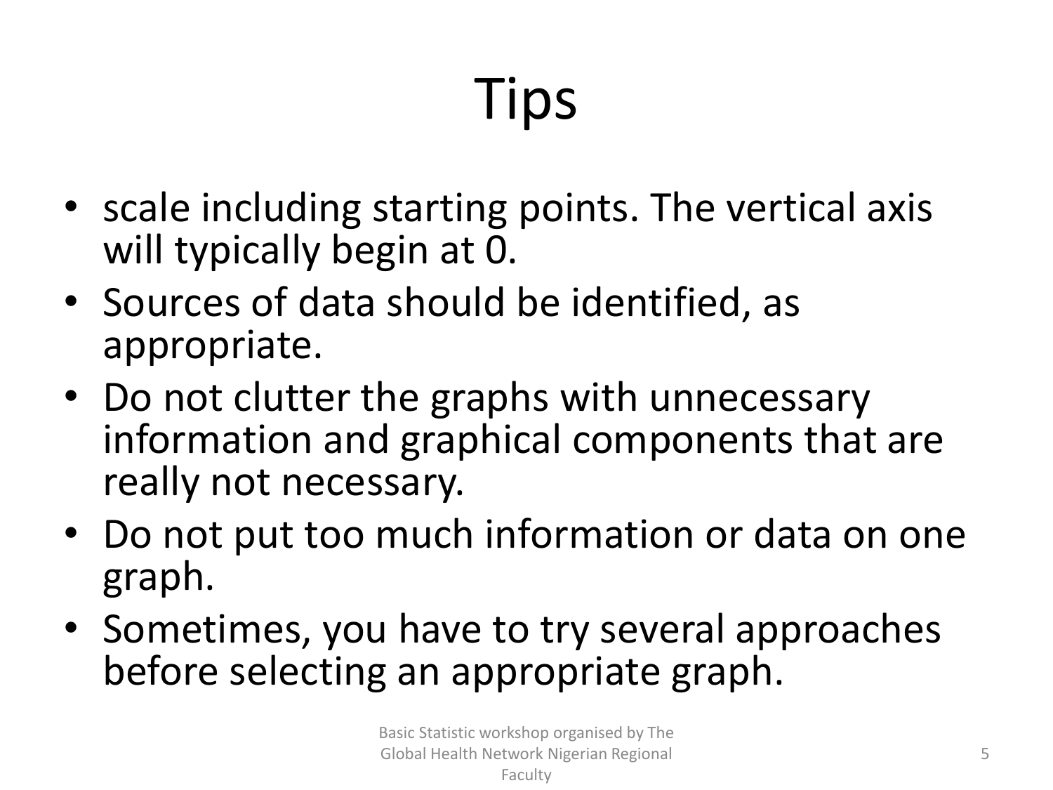# Tips

- scale including starting points. The vertical axis will typically begin at 0.
- Sources of data should be identified, as appropriate.
- Do not clutter the graphs with unnecessary information and graphical components that are really not necessary.
- Do not put too much information or data on one graph.
- Sometimes, you have to try several approaches before selecting an appropriate graph.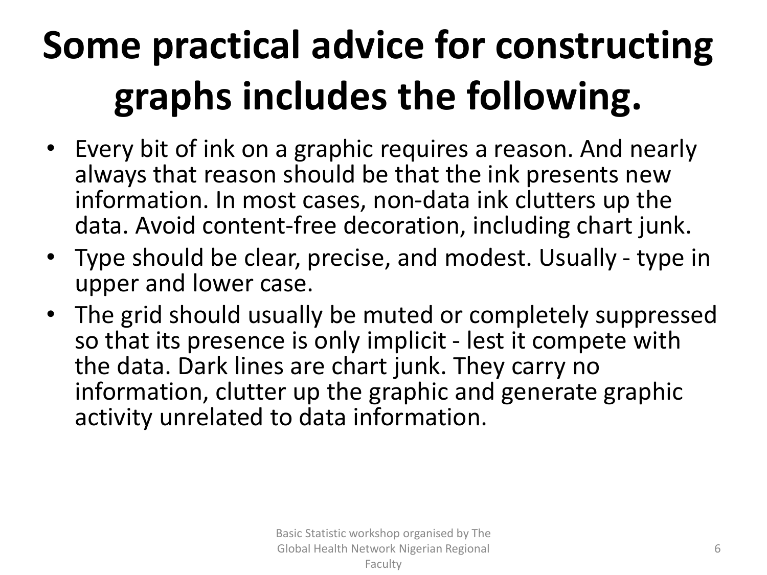# Some practical advice for constructing graphs includes the following.

- Every bit of ink on a graphic requires a reason. And nearly always that reason should be that the ink presents new information. In most cases, non-data ink clutters up the data. Avoid content-free decoration, including chart junk.
- Type should be clear, precise, and modest. Usually - type in upper and lower case.
- The grid should usually be muted or completely suppressed so that its presence is only implicit - lest it compete with the data. Dark lines are chart junk. They carry no information, clutter up the graphic and generate graphic activity unrelated to data information.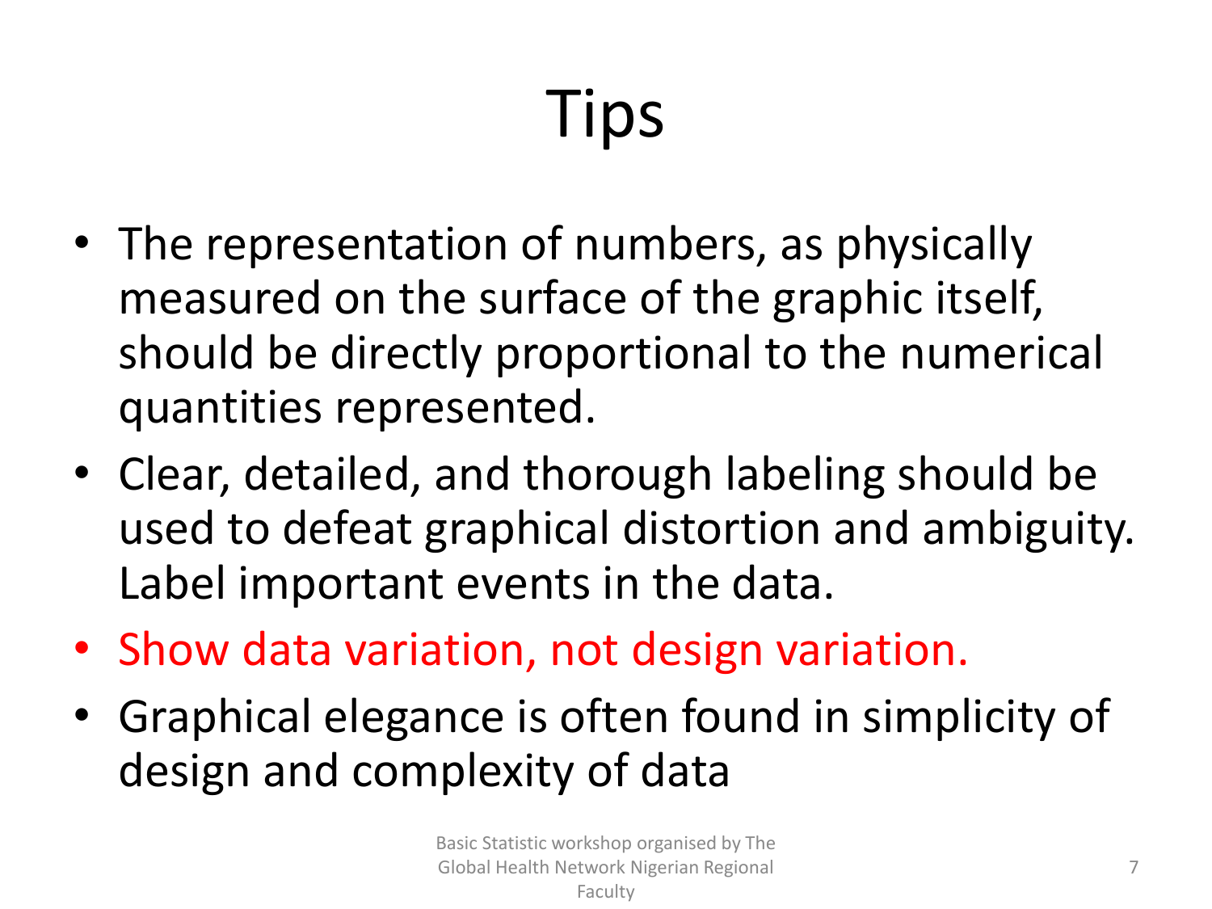# Tips

- The representation of numbers, as physically measured on the surface of the graphic itself, should be directly proportional to the numerical quantities represented.
- Clear, detailed, and thorough labeling should be used to defeat graphical distortion and ambiguity. Label important events in the data.
- Show data variation, not design variation.
- Graphical elegance is often found in simplicity of design and complexity of data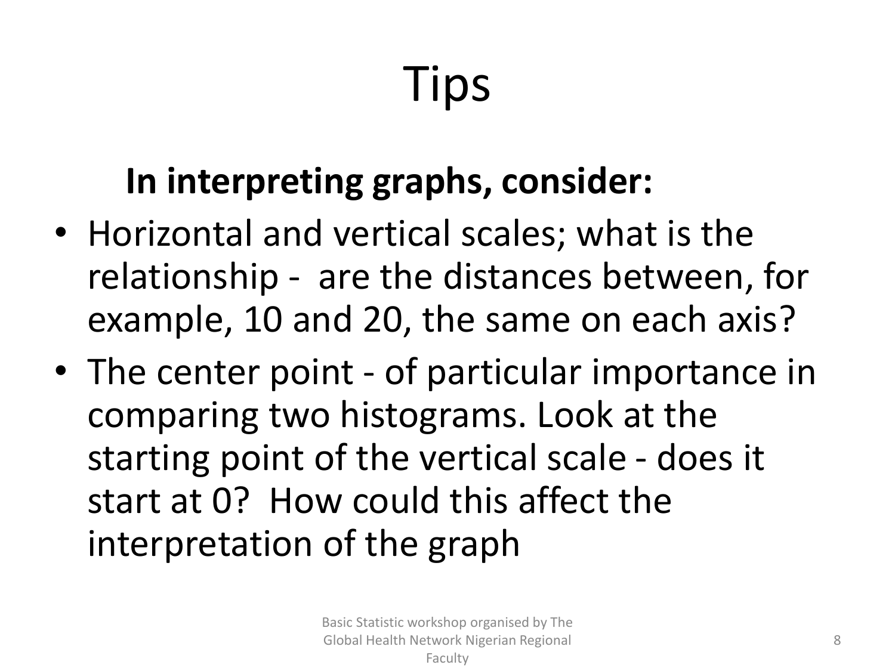# Tips

**In interpreting graphs, consider:**

- Horizontal and vertical scales; what is the relationship - are the distances between, for example, 10 and 20, the same on each axis?
- The center point - of particular importance in comparing two histograms. Look at the starting point of the vertical scale - does it start at 0? How could this affect the interpretation of the graph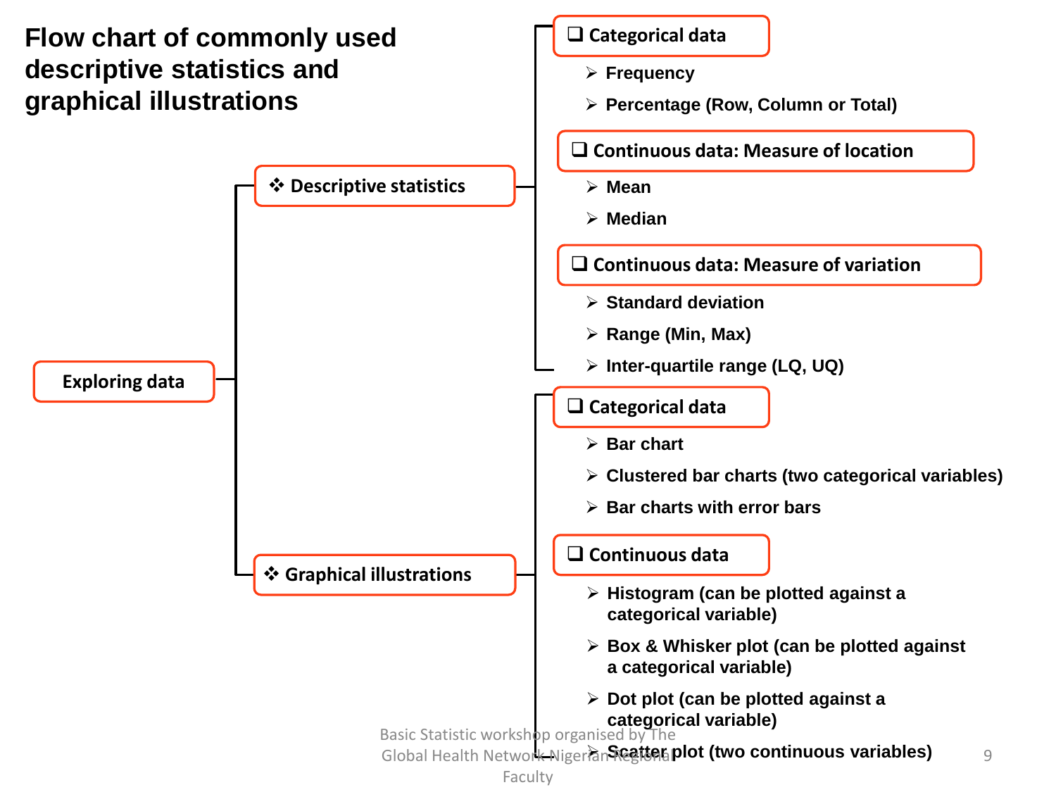# Flow chart of commonly used descriptive statistics and graphical illustrations

- **Exploring data**
  - ❖ **Descriptive statistics**
    - ❑ **Categorical data**
      - ➢ Frequency
      - ➢ Percentage (Row, Column or Total)
    - ❑ **Continuous data: Measure of location**
      - ➢ Mean
      - ➢ Median
    - ❑ **Continuous data: Measure of variation**
      - ➢ Standard deviation
      - ➢ Range (Min, Max)
      - ➢ Inter-quartile range (LQ, UQ)
  - ❖ **Graphical illustrations**
    - ❑ **Categorical data**
      - ➢ Bar chart
      - ➢ Clustered bar charts (two categorical variables)
      - ➢ Bar charts with error bars
    - ❑ **Continuous data**
      - ➢ Histogram (can be plotted against a categorical variable)
      - ➢ Box & Whisker plot (can be plotted against a categorical variable)
      - ➢ Dot plot (can be plotted against a categorical variable)
      - ➢ Scatter plot (two continuous variables)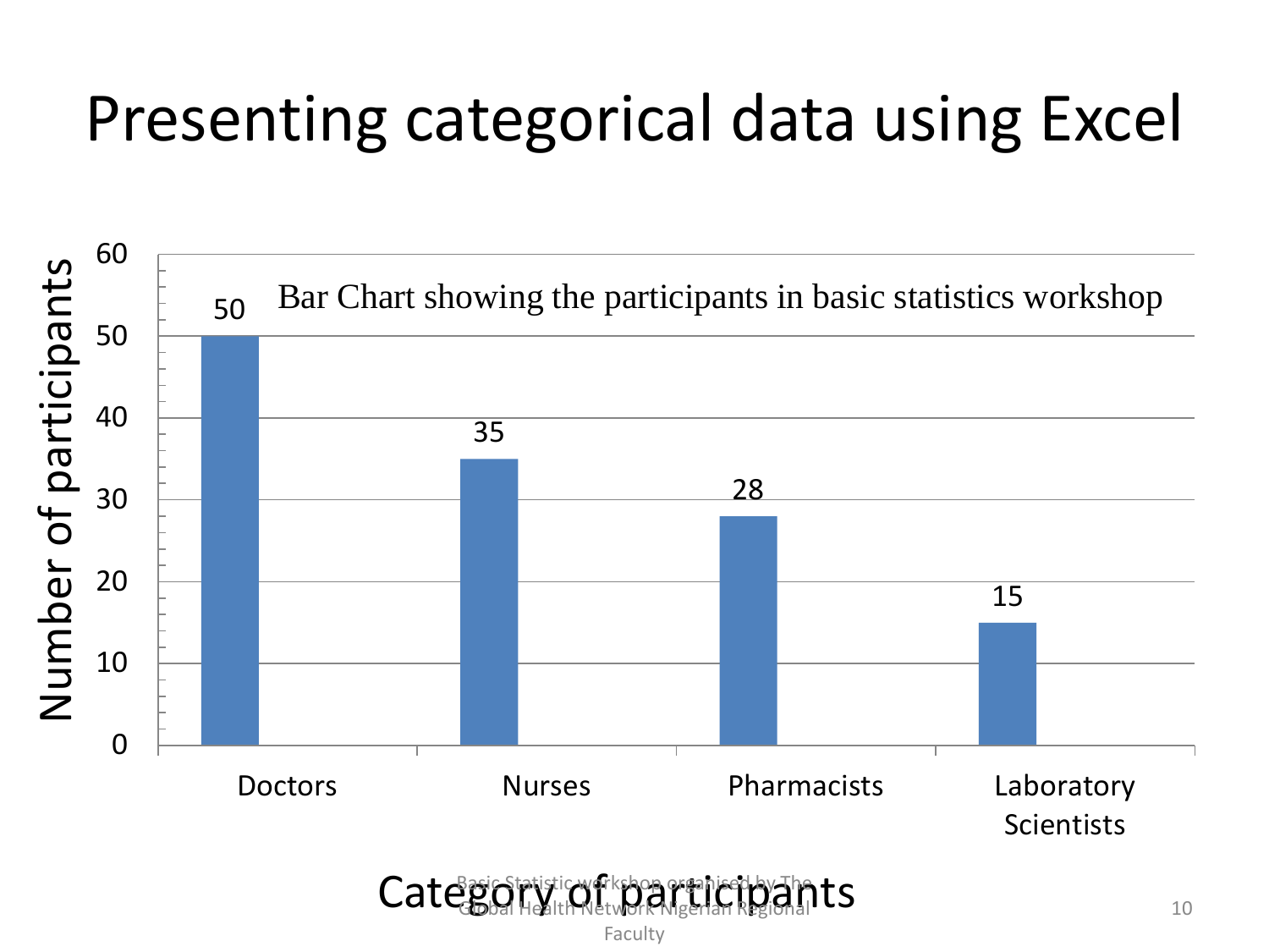# Presenting categorical data using Excel

Bar Chart showing the participants in basic statistics workshop

| Category of participants | Number of participants |
| --- | --- |
| Doctors | 50 |
| Nurses | 35 |
| Pharmacists | 28 |
| Laboratory Scientists | 15 |

Category of participants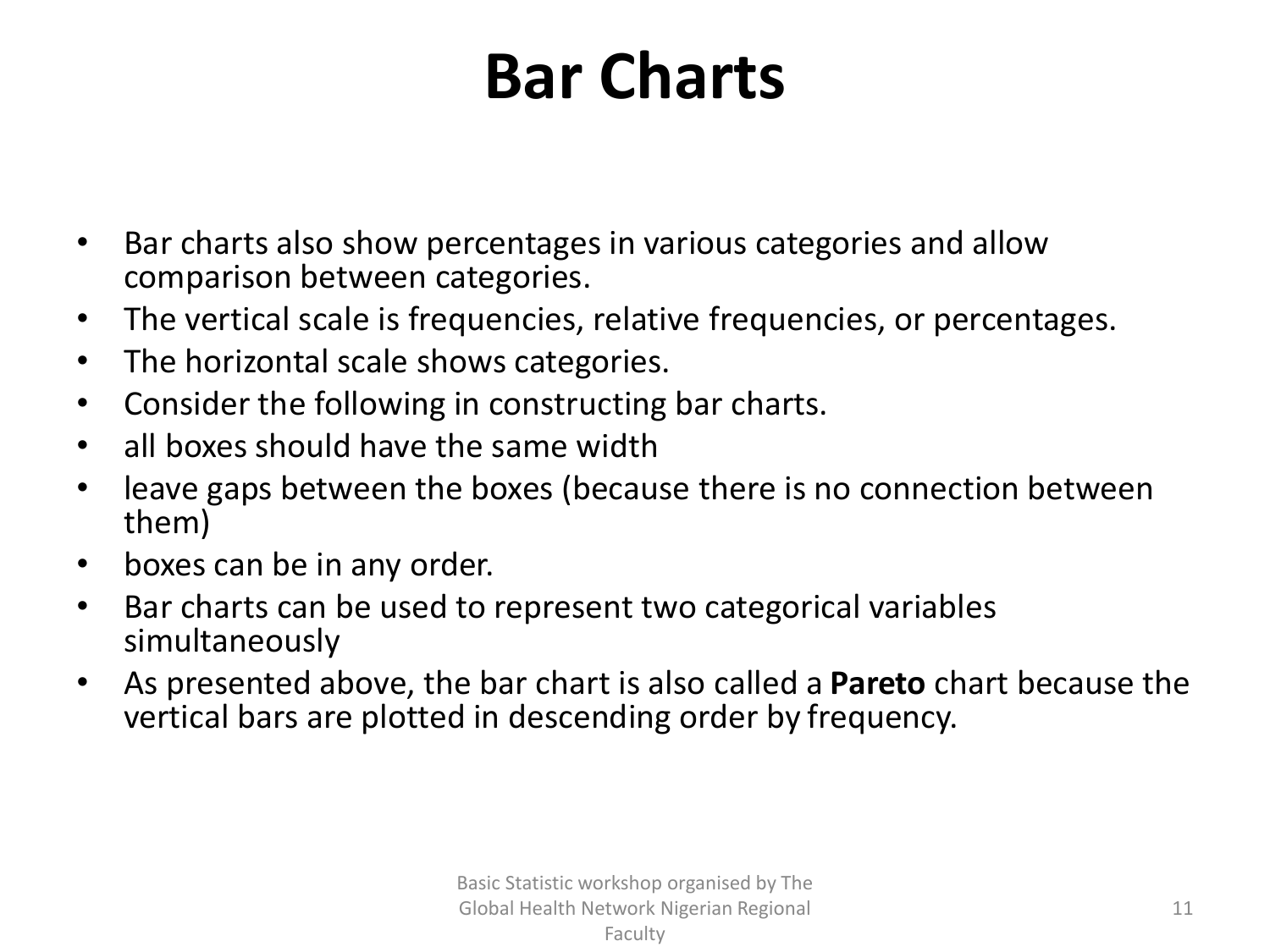# Bar Charts

- Bar charts also show percentages in various categories and allow comparison between categories.
- The vertical scale is frequencies, relative frequencies, or percentages.
- The horizontal scale shows categories.
- Consider the following in constructing bar charts.
- all boxes should have the same width
- leave gaps between the boxes (because there is no connection between them)
- boxes can be in any order.
- Bar charts can be used to represent two categorical variables simultaneously
- As presented above, the bar chart is also called a **Pareto** chart because the vertical bars are plotted in descending order by frequency.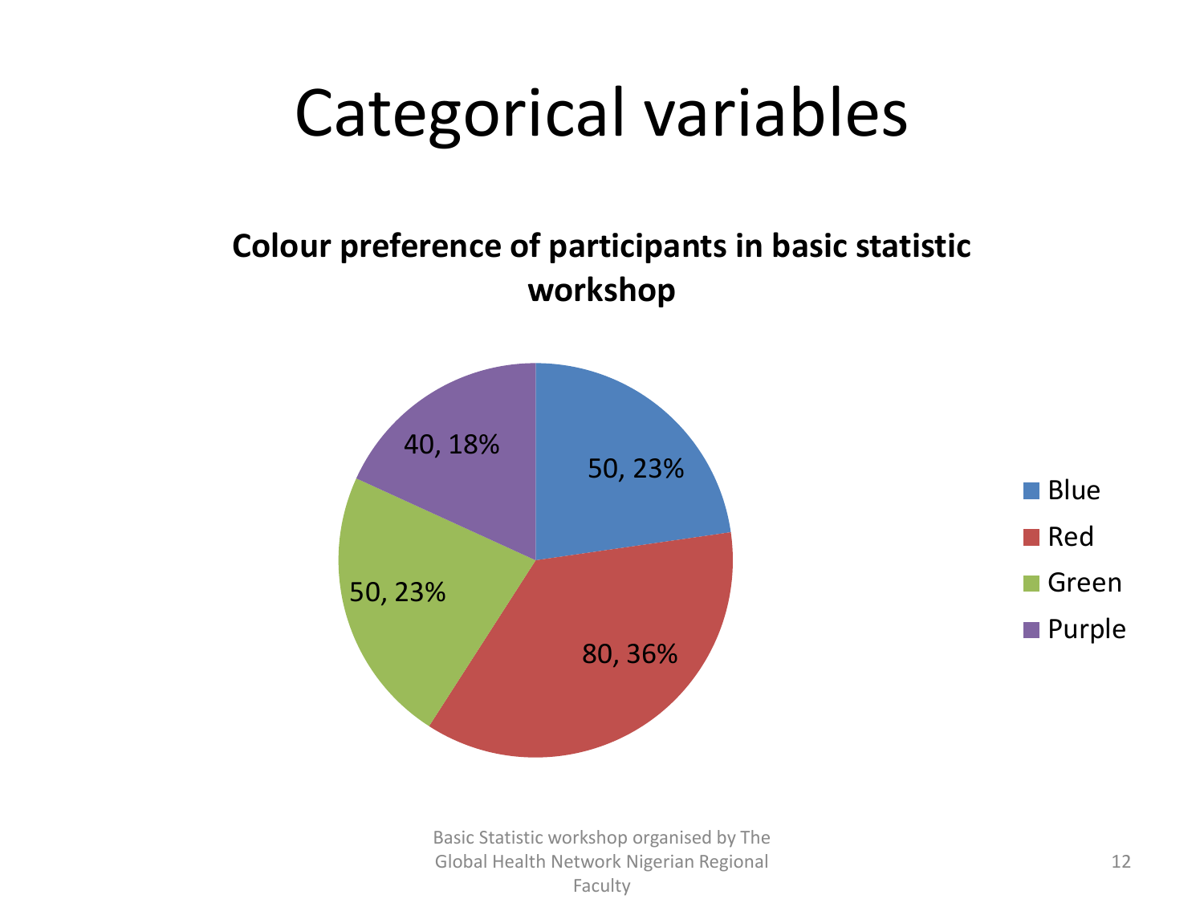# Categorical variables

**Colour preference of participants in basic statistic workshop**

| Colour | Count | Percentage |
| --- | --- | --- |
| Blue | 50 | 23% |
| Red | 80 | 36% |
| Green | 50 | 23% |
| Purple | 40 | 18% |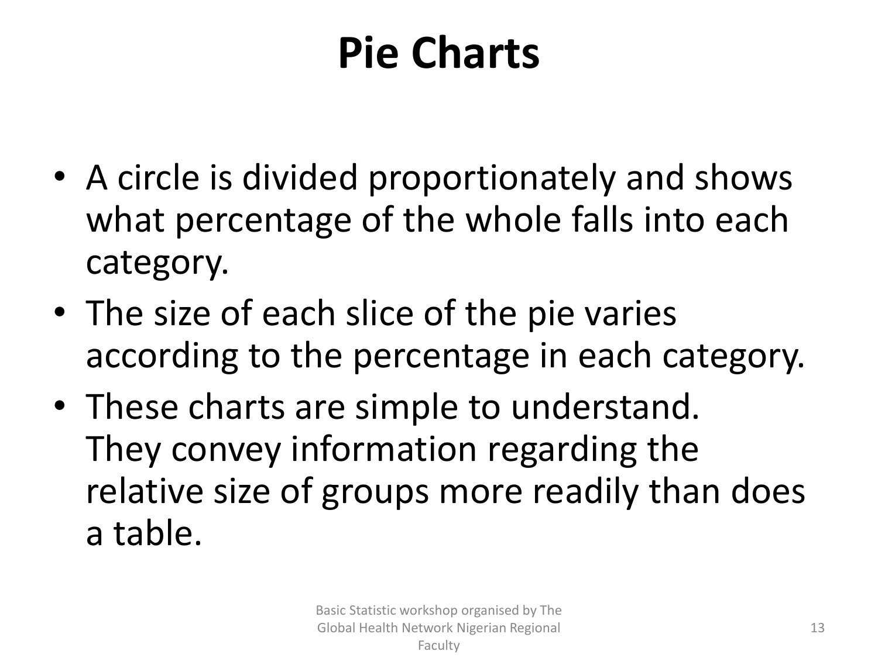# Pie Charts

- A circle is divided proportionately and shows what percentage of the whole falls into each category.
- The size of each slice of the pie varies according to the percentage in each category.
- These charts are simple to understand. They convey information regarding the relative size of groups more readily than does a table.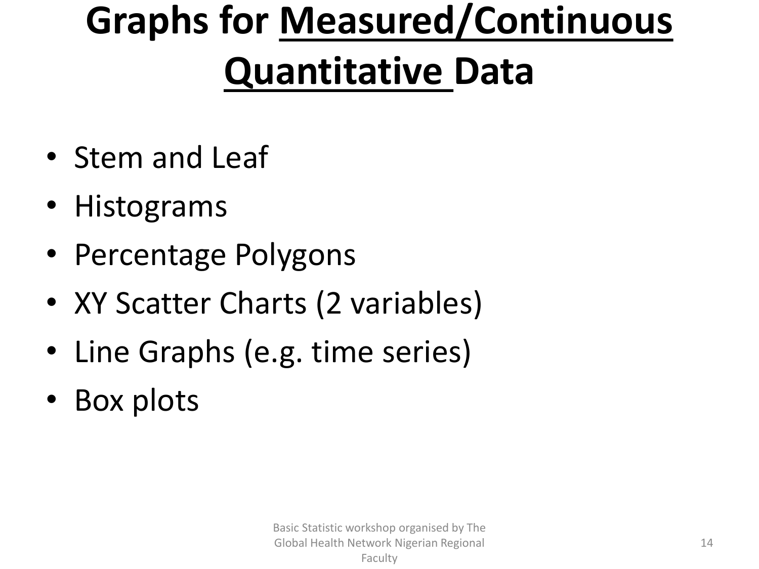# Graphs for Measured/Continuous Quantitative Data

- Stem and Leaf
- Histograms
- Percentage Polygons
- XY Scatter Charts (2 variables)
- Line Graphs (e.g. time series)
- Box plots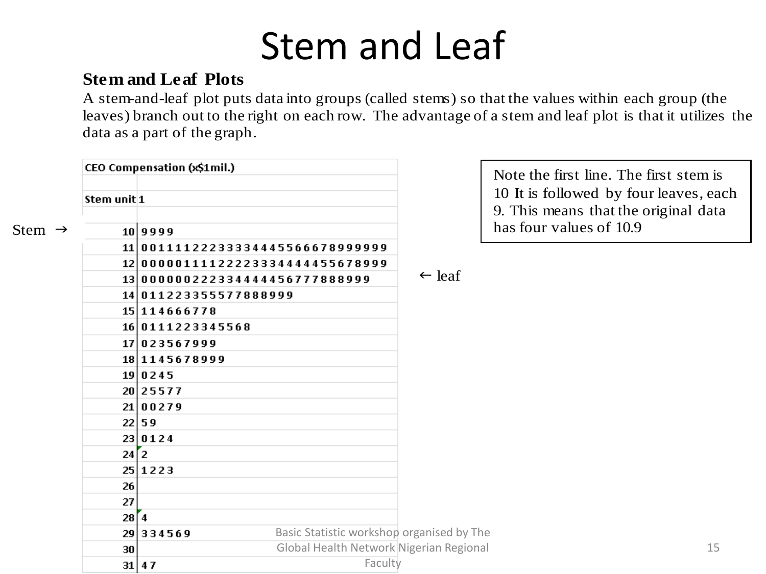# Stem and Leaf

**Stem and Leaf Plots**

A stem-and-leaf plot puts data into groups (called stems) so that the values within each group (the leaves) branch out to the right on each row. The advantage of a stem and leaf plot is that it utilizes the data as a part of the graph.

| CEO Compensation (x$1mil.) | |
|---|---|
| | |
| Stem unit | 1 |
| | |
| 10 | 9999 |
| 11 | 00111122233333444555666789999999 |
| 12 | 00000111122222333444444556789999 |
| 13 | 0000002223344444456777788899 9 |
| 14 | 0112233555778889 99 |
| 15 | 114666778 |
| 16 | 0111223345568 |
| 17 | 023567999 |
| 18 | 1145678999 |
| 19 | 0245 |
| 20 | 25577 |
| 21 | 00279 |
| 22 | 59 |
| 23 | 0124 |
| 24 | 2 |
| 25 | 1223 |
| 26 | |
| 27 | |
| 28 | 4 |
| 29 | 334569 |
| 30 | |
| 31 | 47 |

Stem →

← leaf

Note the first line. The first stem is 10 It is followed by four leaves, each 9. This means that the original data has four values of 10.9

Basic Statistic workshop organised by The Global Health Network Nigerian Regional Faculty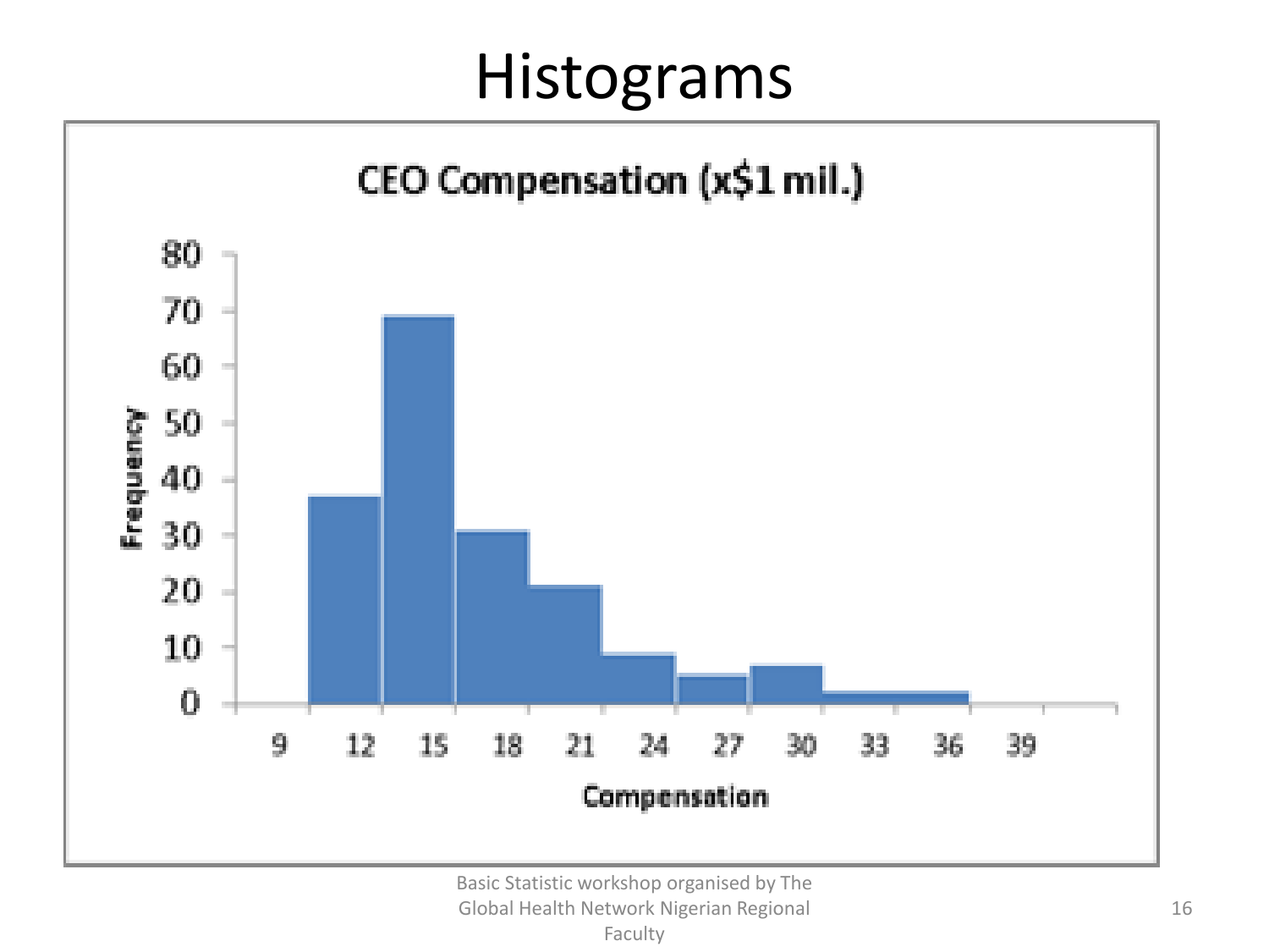# Histograms

CEO Compensation (x$1 mil.)

Frequency

Compensation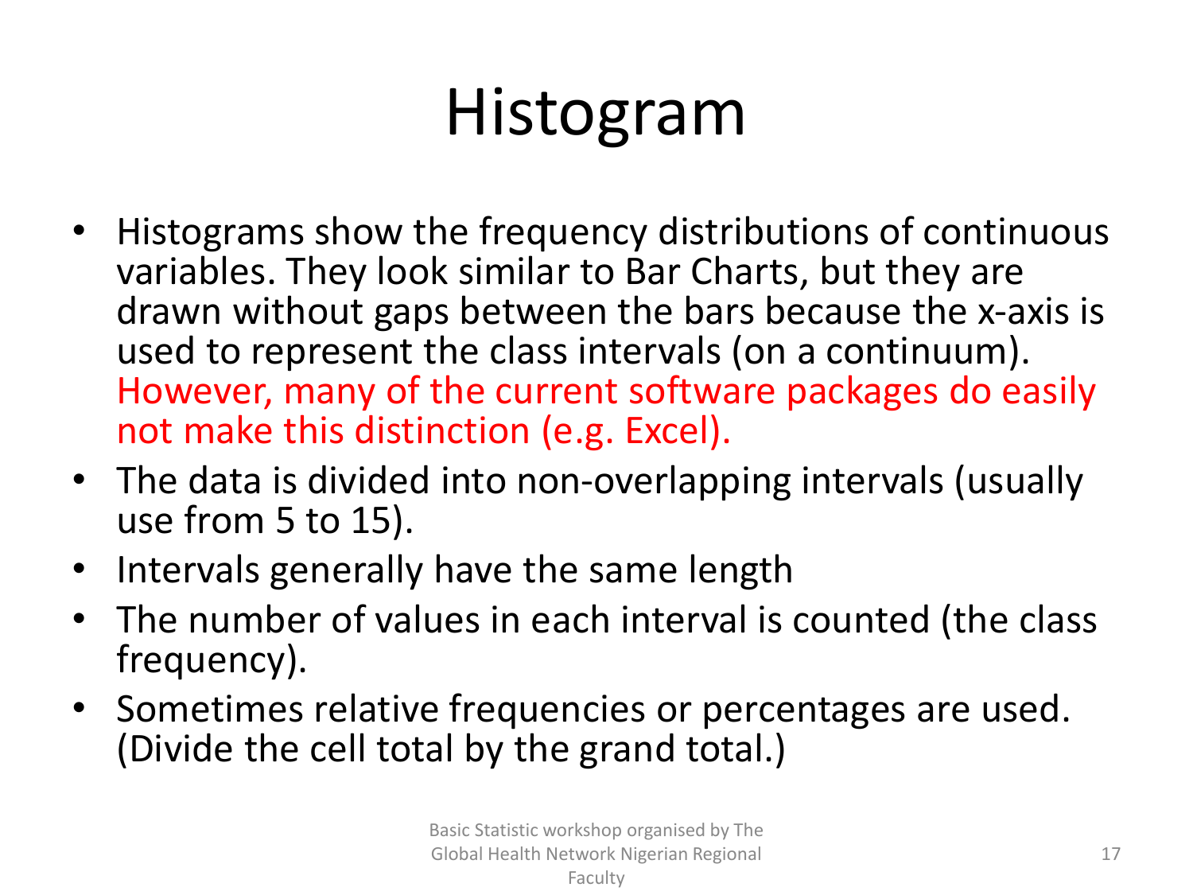# Histogram

- Histograms show the frequency distributions of continuous variables. They look similar to Bar Charts, but they are drawn without gaps between the bars because the x-axis is used to represent the class intervals (on a continuum). However, many of the current software packages do easily not make this distinction (e.g. Excel).
- The data is divided into non-overlapping intervals (usually use from 5 to 15).
- Intervals generally have the same length
- The number of values in each interval is counted (the class frequency).
- Sometimes relative frequencies or percentages are used. (Divide the cell total by the grand total.)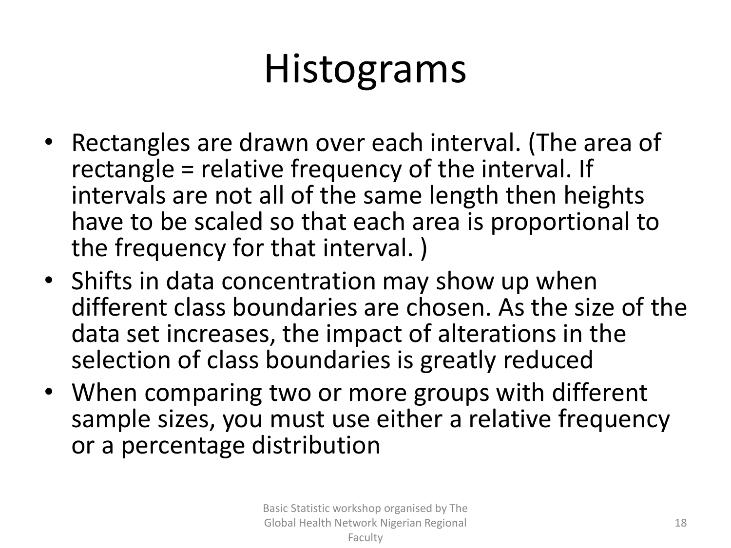# Histograms

- Rectangles are drawn over each interval. (The area of rectangle = relative frequency of the interval. If intervals are not all of the same length then heights have to be scaled so that each area is proportional to the frequency for that interval. )
- Shifts in data concentration may show up when different class boundaries are chosen. As the size of the data set increases, the impact of alterations in the selection of class boundaries is greatly reduced
- When comparing two or more groups with different sample sizes, you must use either a relative frequency or a percentage distribution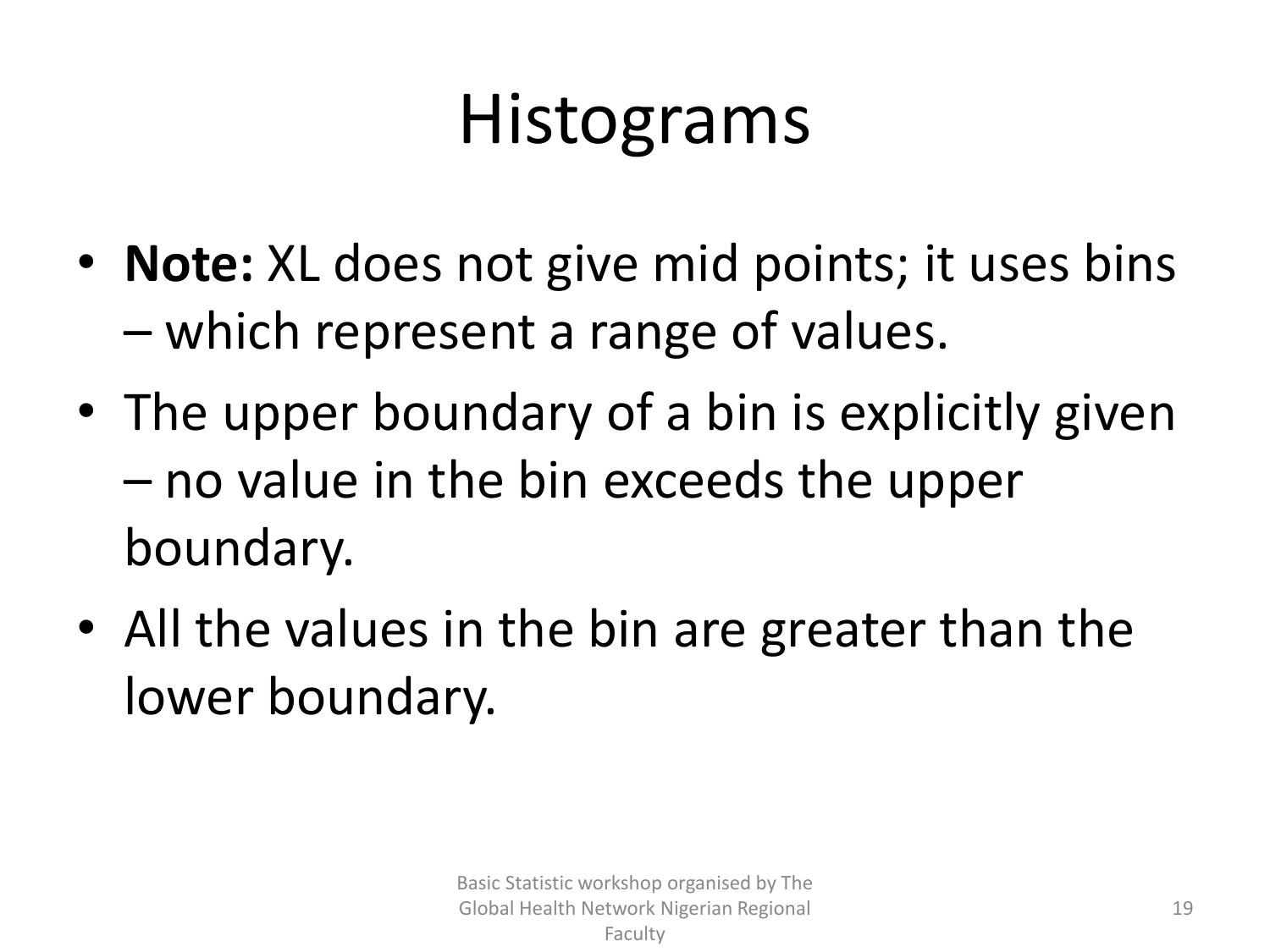# Histograms

- **Note:** XL does not give mid points; it uses bins – which represent a range of values.
- The upper boundary of a bin is explicitly given – no value in the bin exceeds the upper boundary.
- All the values in the bin are greater than the lower boundary.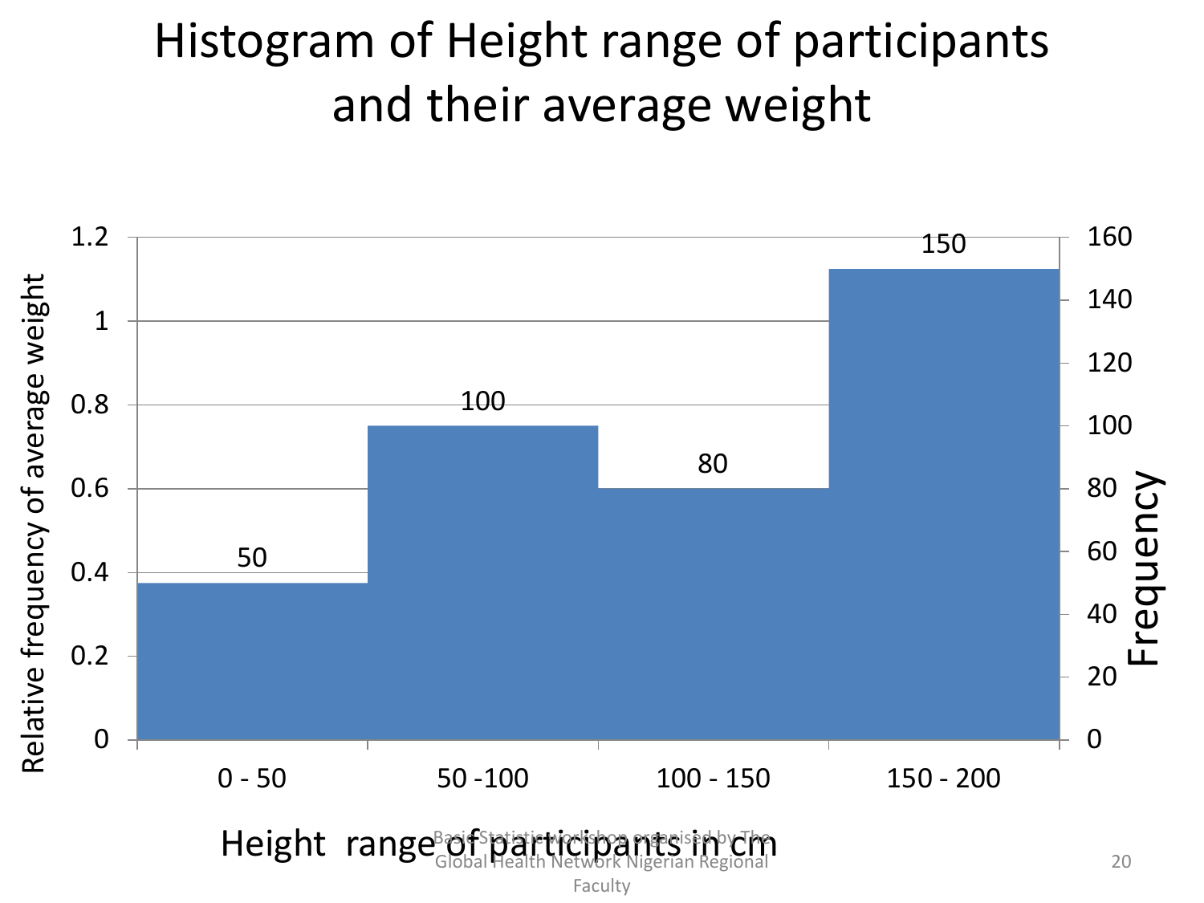# Histogram of Height range of participants and their average weight

| Height range of participants in cm | Frequency |
|---|---|
| 0 - 50 | 50 |
| 50 -100 | 100 |
| 100 - 150 | 80 |
| 150 - 200 | 150 |

Left axis: Relative frequency of average weight (0 – 1.2)

Right axis: Frequency (0 – 160)

Height range of participants in cm

Basic Statistic workshop organised by The Global Health Network Nigerian Regional Faculty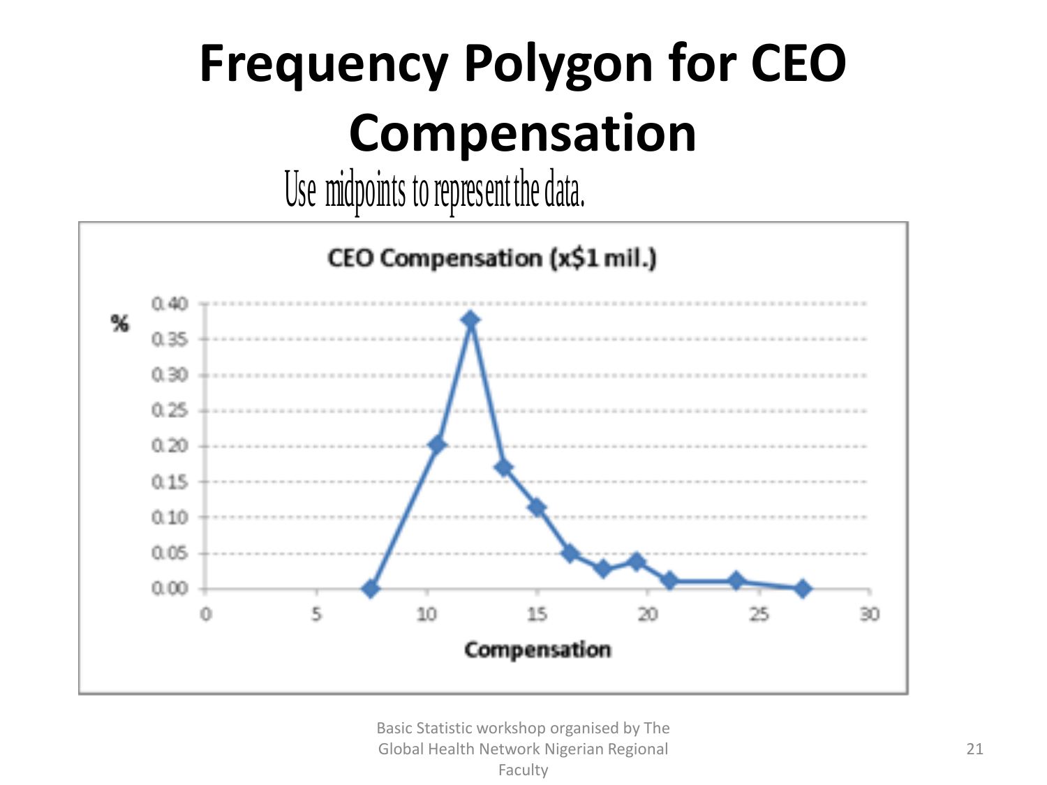# Frequency Polygon for CEO Compensation

Use midpoints to represent the data.

CEO Compensation (x$1 mil.)

%

0.40
0.35
0.30
0.25
0.20
0.15
0.10
0.05
0.00

0 5 10 15 20 25 30

Compensation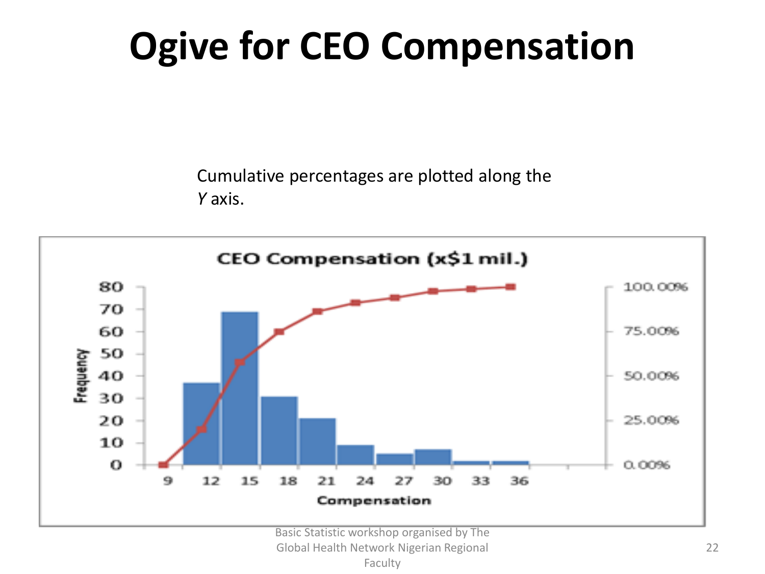# Ogive for CEO Compensation

Cumulative percentages are plotted along the *Y* axis.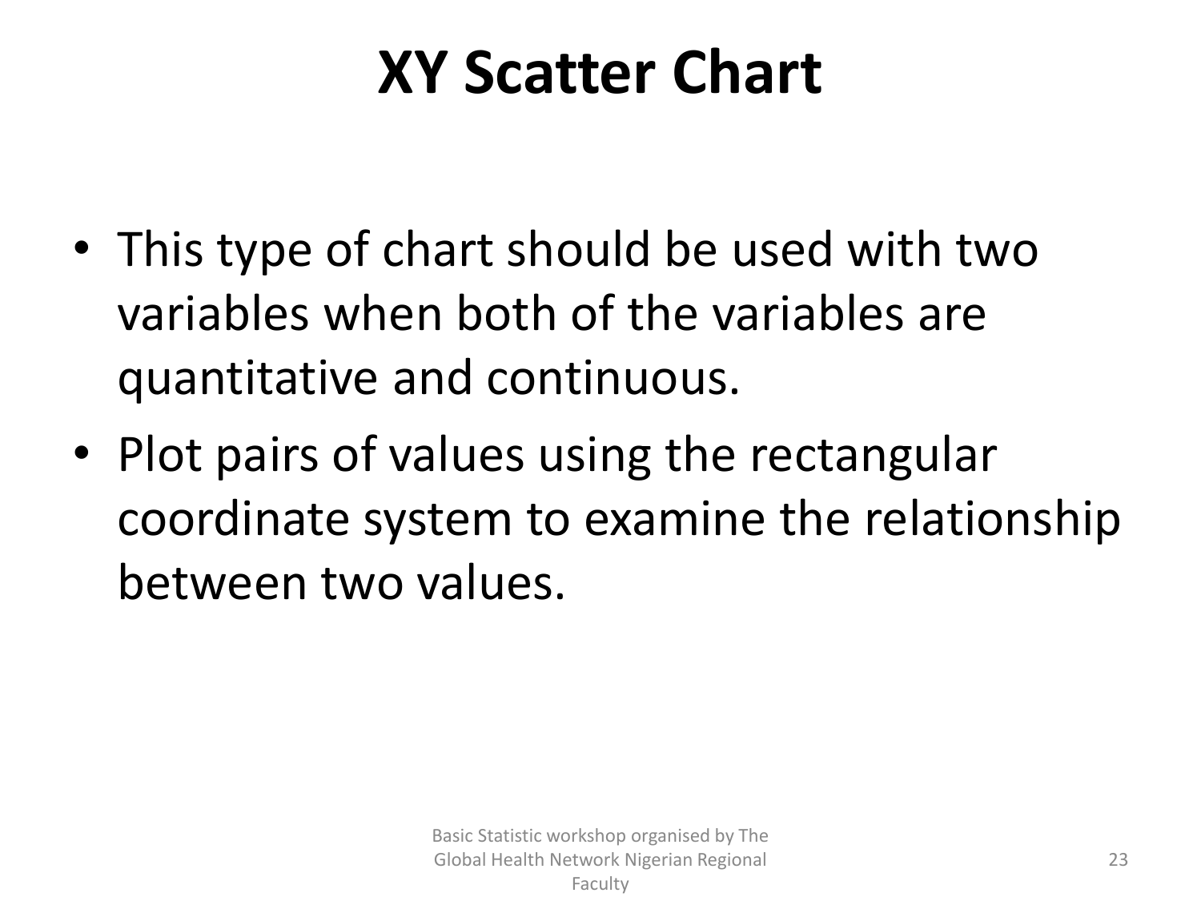# XY Scatter Chart

- This type of chart should be used with two variables when both of the variables are quantitative and continuous.
- Plot pairs of values using the rectangular coordinate system to examine the relationship between two values.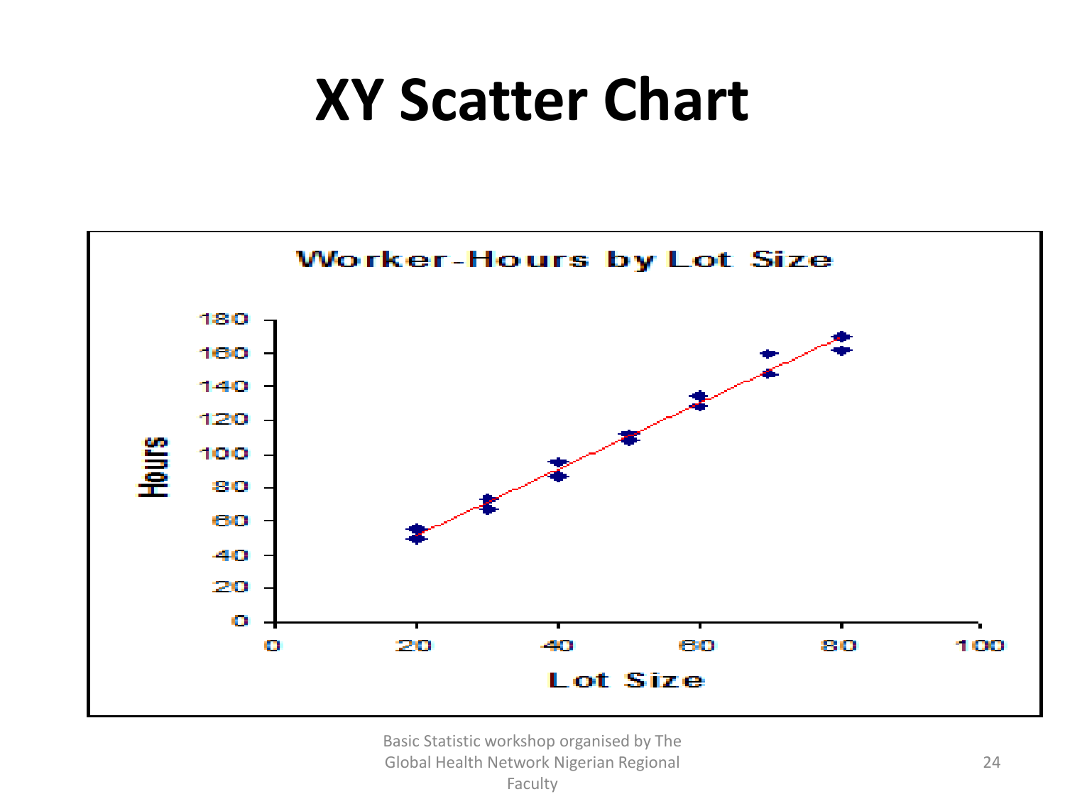# XY Scatter Chart

**Worker-Hours by Lot Size**

Hours: 0, 20, 40, 60, 80, 100, 120, 140, 160, 180

Lot Size: 0, 20, 40, 60, 80, 100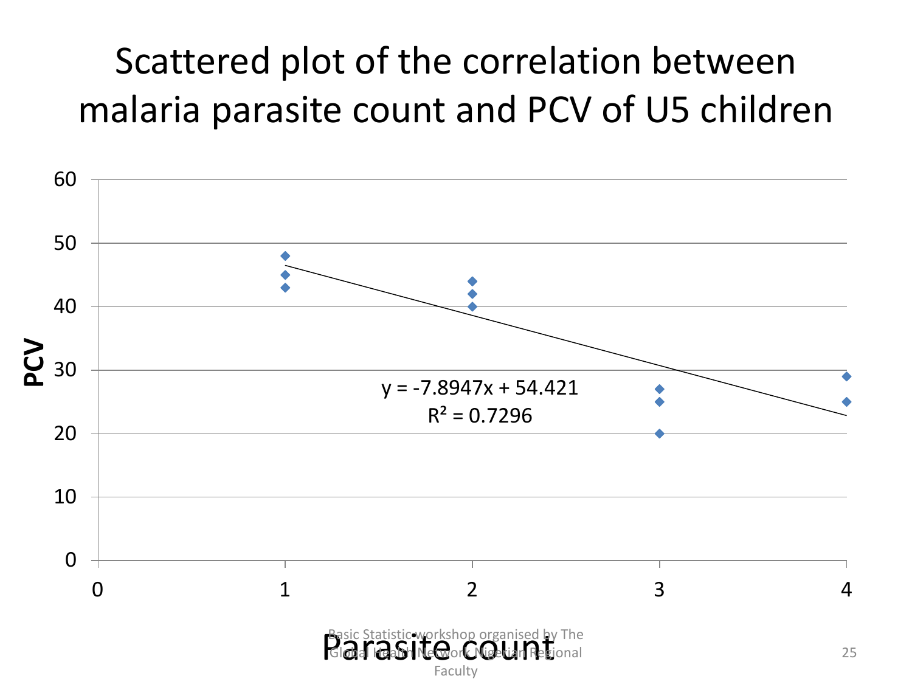# Scattered plot of the correlation between malaria parasite count and PCV of U5 children

$$y = -7.8947x + 54.421$$

$$R^2 = 0.7296$$

PCV

Parasite count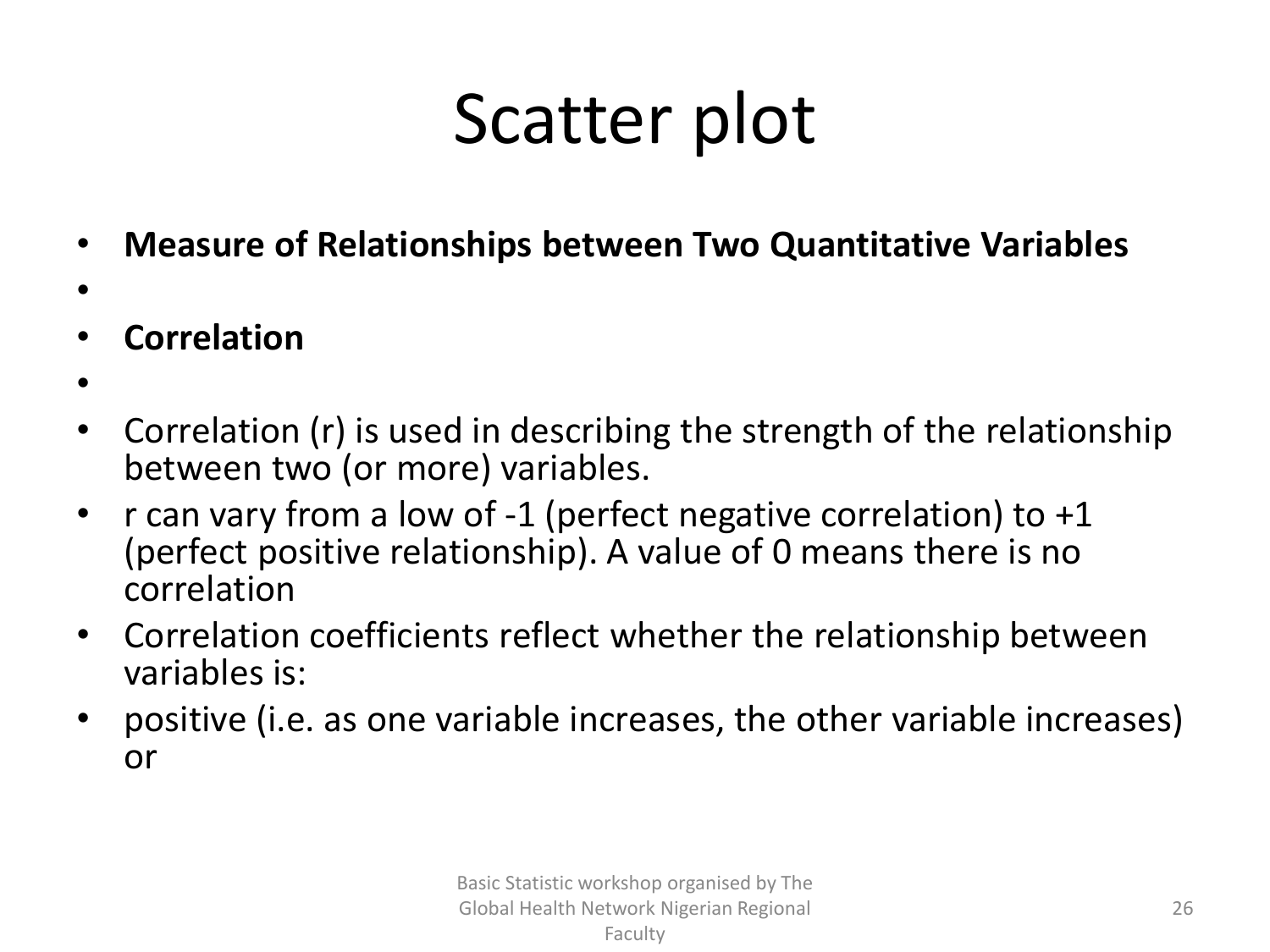# Scatter plot

- **Measure of Relationships between Two Quantitative Variables**
- **Correlation**
- Correlation (r) is used in describing the strength of the relationship between two (or more) variables.
- r can vary from a low of -1 (perfect negative correlation) to +1 (perfect positive relationship). A value of 0 means there is no correlation
- Correlation coefficients reflect whether the relationship between variables is:
- positive (i.e. as one variable increases, the other variable increases) or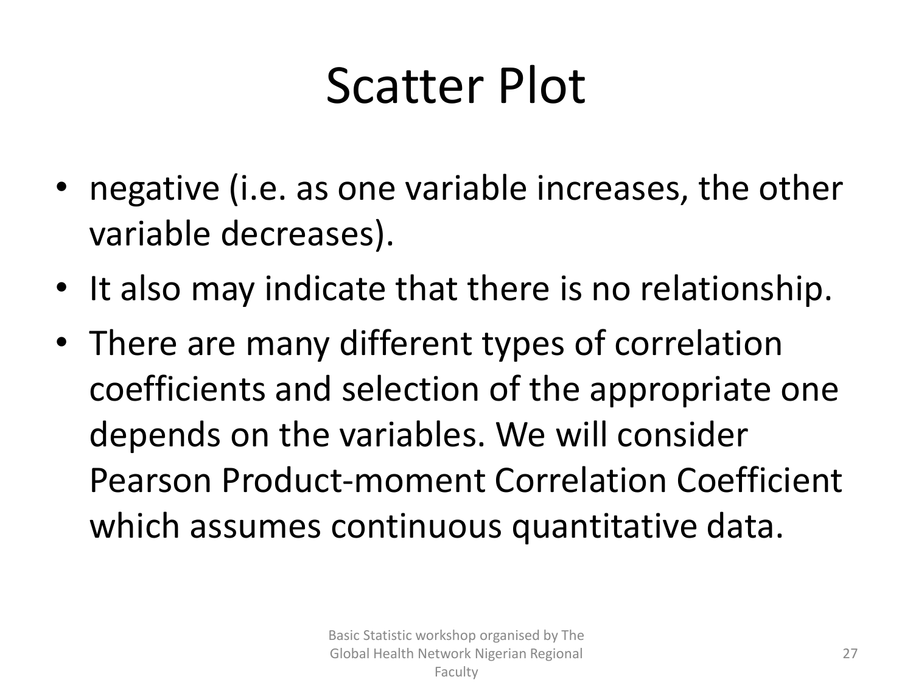# Scatter Plot

- negative (i.e. as one variable increases, the other variable decreases).
- It also may indicate that there is no relationship.
- There are many different types of correlation coefficients and selection of the appropriate one depends on the variables. We will consider Pearson Product-moment Correlation Coefficient which assumes continuous quantitative data.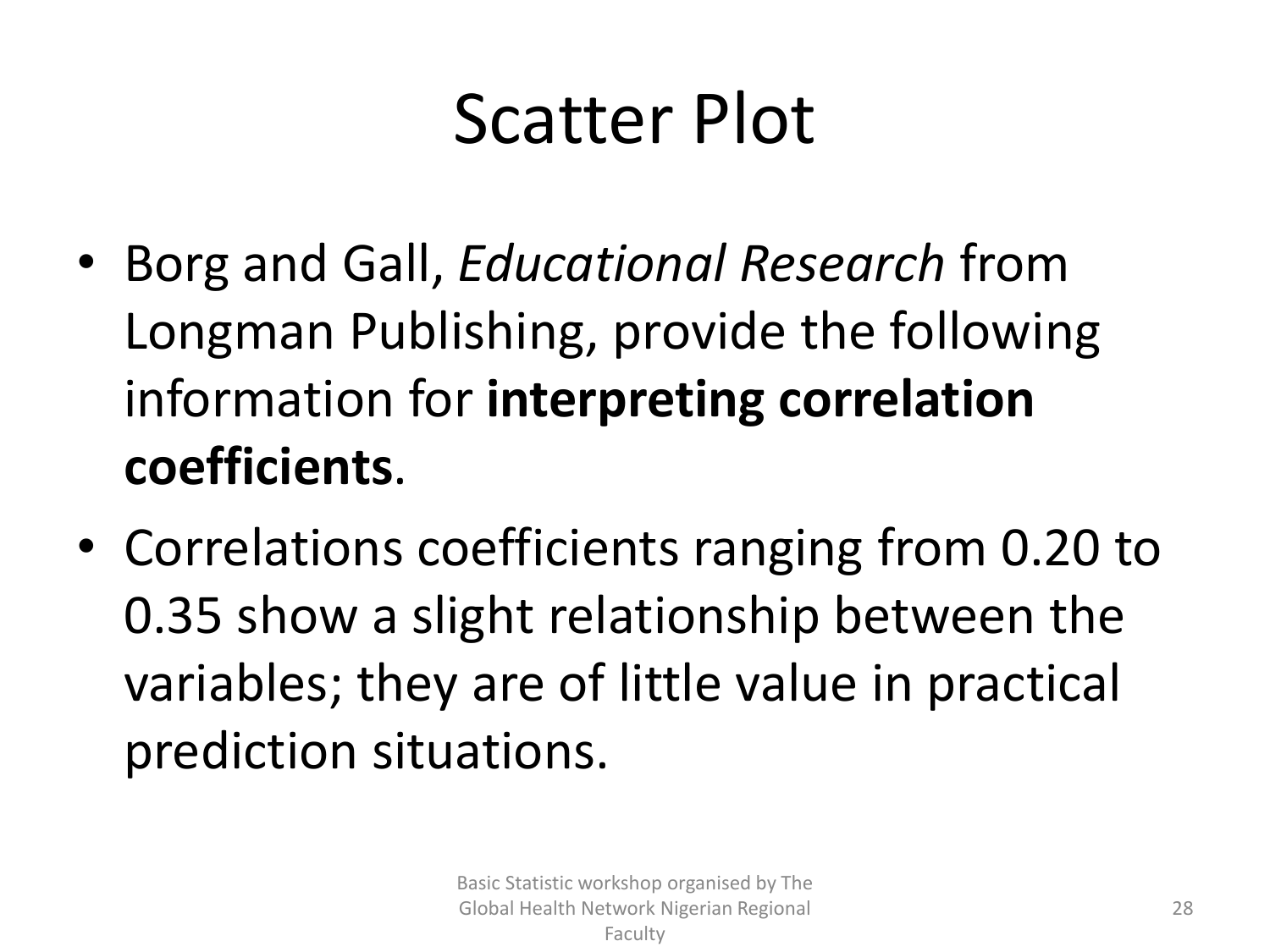# Scatter Plot

- Borg and Gall, *Educational Research* from Longman Publishing, provide the following information for **interpreting correlation coefficients**.
- Correlations coefficients ranging from 0.20 to 0.35 show a slight relationship between the variables; they are of little value in practical prediction situations.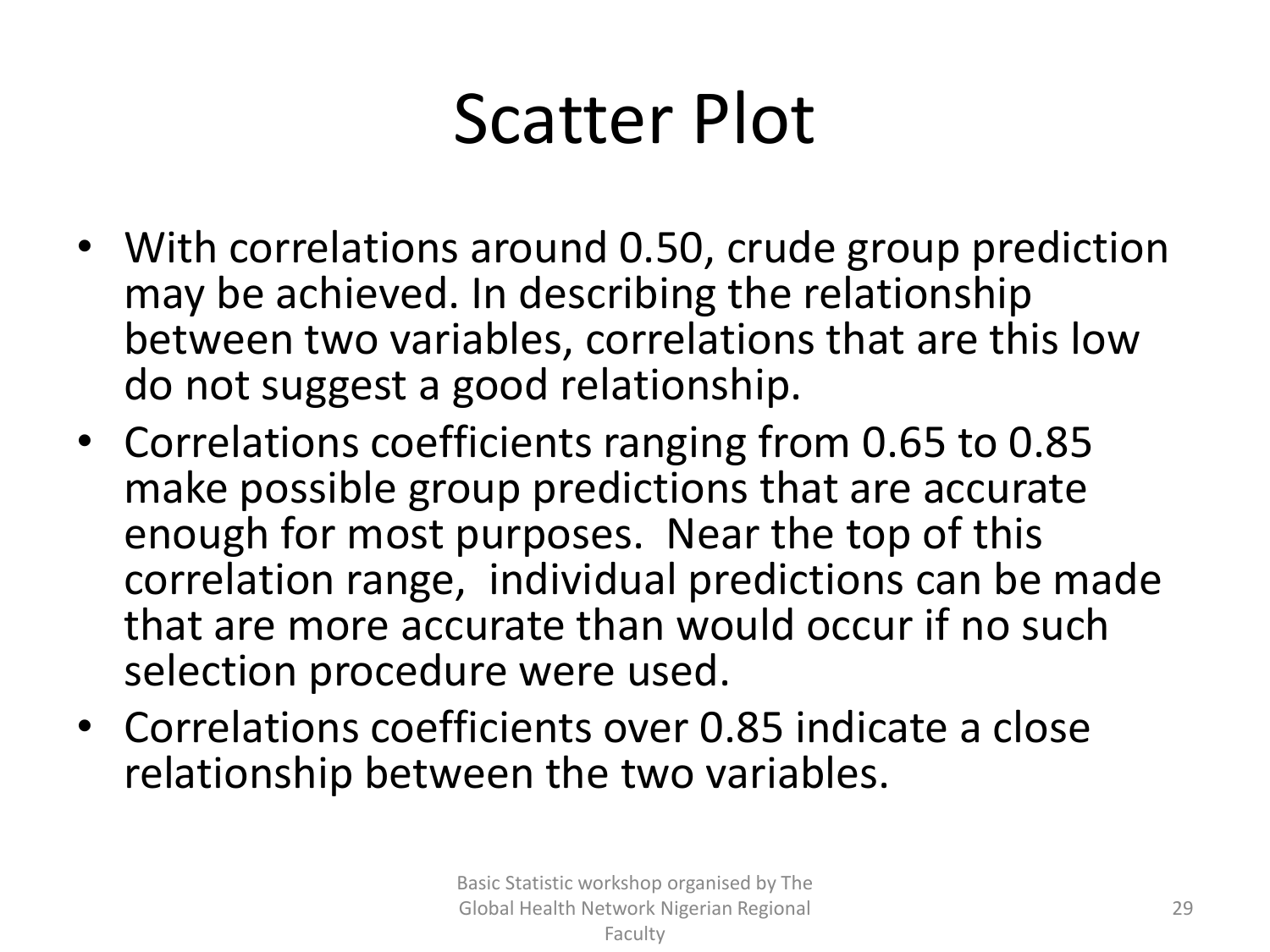# Scatter Plot

- With correlations around 0.50, crude group prediction may be achieved. In describing the relationship between two variables, correlations that are this low do not suggest a good relationship.
- Correlations coefficients ranging from 0.65 to 0.85 make possible group predictions that are accurate enough for most purposes. Near the top of this correlation range, individual predictions can be made that are more accurate than would occur if no such selection procedure were used.
- Correlations coefficients over 0.85 indicate a close relationship between the two variables.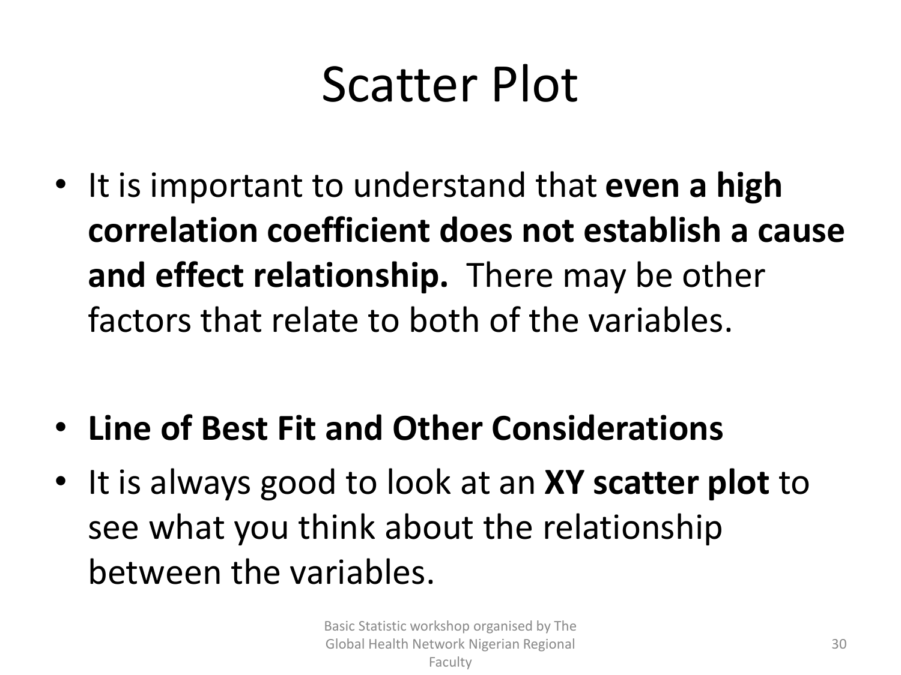# Scatter Plot

- It is important to understand that **even a high correlation coefficient does not establish a cause and effect relationship.** There may be other factors that relate to both of the variables.

- **Line of Best Fit and Other Considerations**
- It is always good to look at an **XY scatter plot** to see what you think about the relationship between the variables.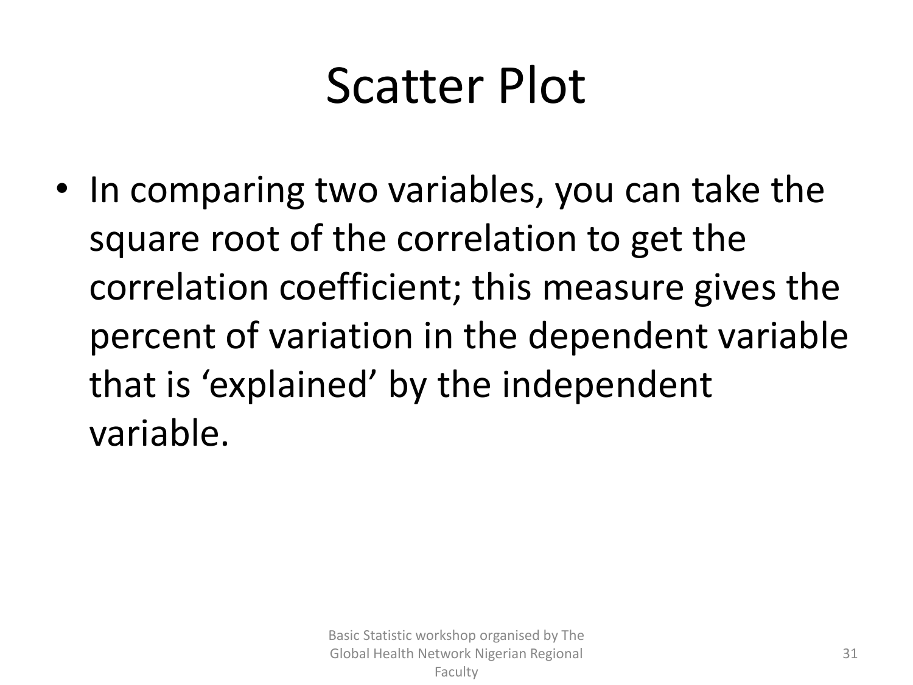# Scatter Plot

- In comparing two variables, you can take the square root of the correlation to get the correlation coefficient; this measure gives the percent of variation in the dependent variable that is 'explained' by the independent variable.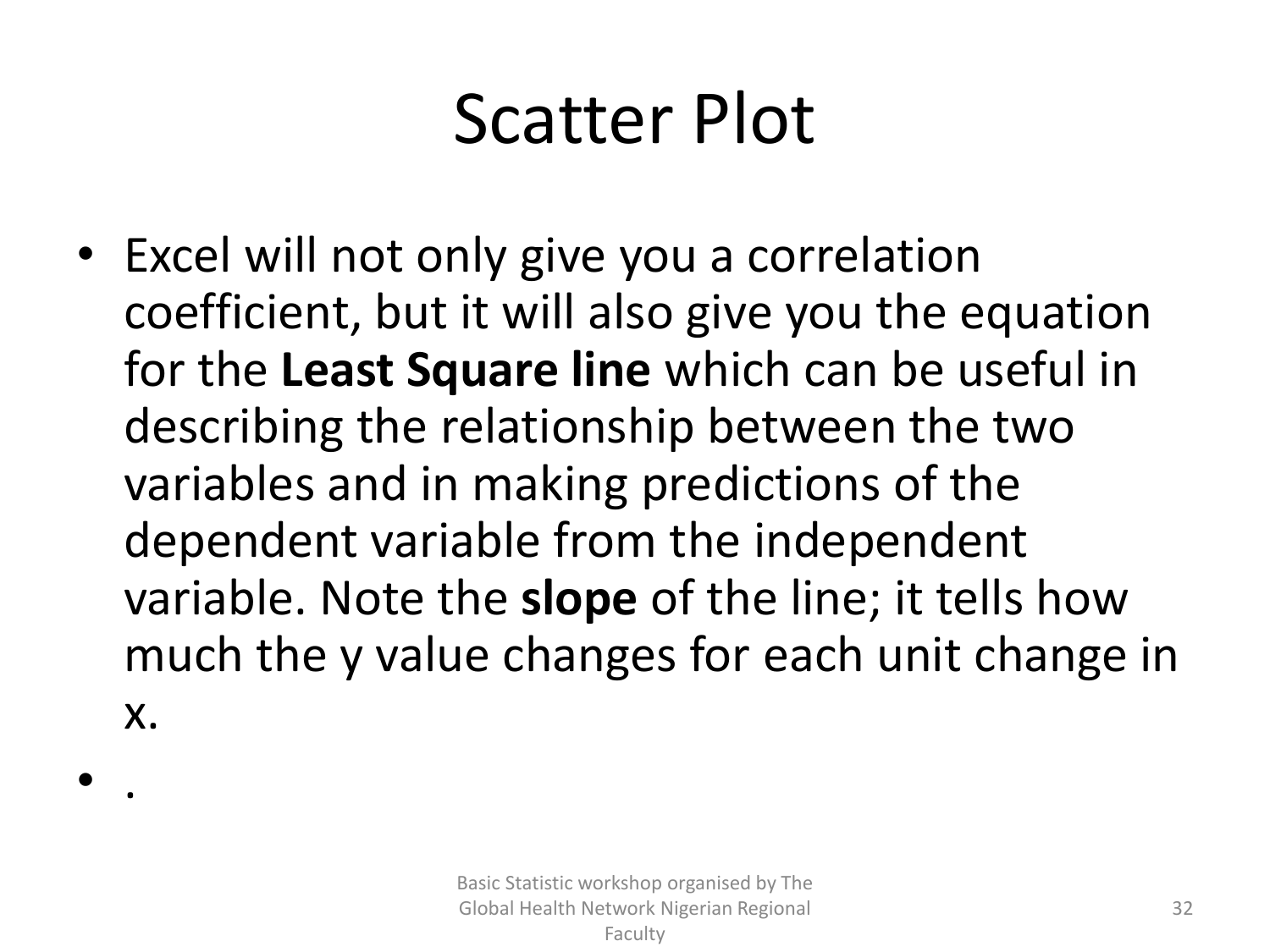# Scatter Plot

- Excel will not only give you a correlation coefficient, but it will also give you the equation for the **Least Square line** which can be useful in describing the relationship between the two variables and in making predictions of the dependent variable from the independent variable. Note the **slope** of the line; it tells how much the y value changes for each unit change in x.
- .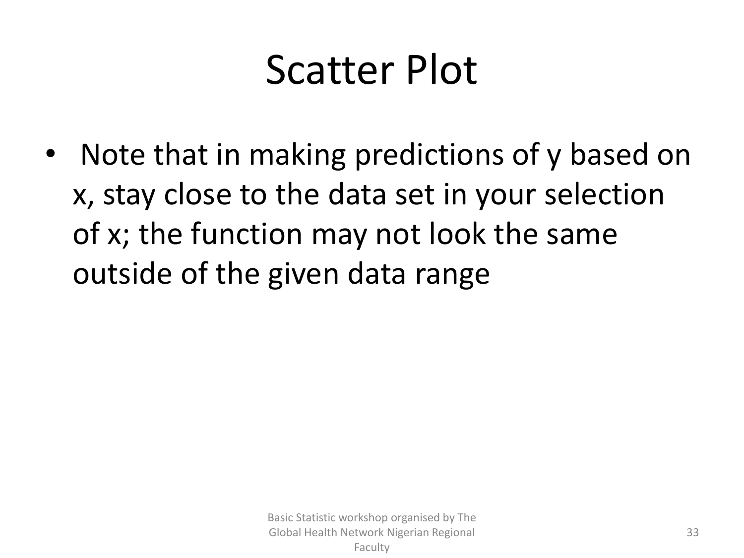# Scatter Plot

- Note that in making predictions of y based on x, stay close to the data set in your selection of x; the function may not look the same outside of the given data range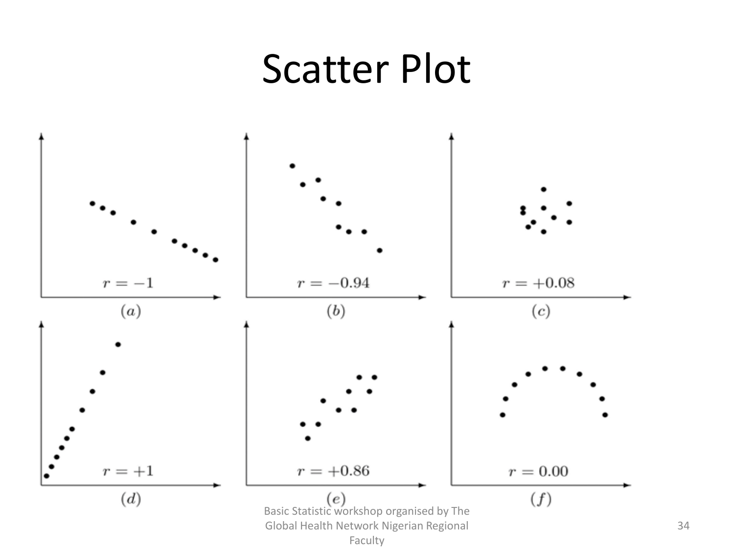# Scatter Plot

$r = -1$

$(a)$

$r = -0.94$

$(b)$

$r = +0.08$

$(c)$

$r = +1$

$(d)$

$r = +0.86$

$(e)$

$r = 0.00$

$(f)$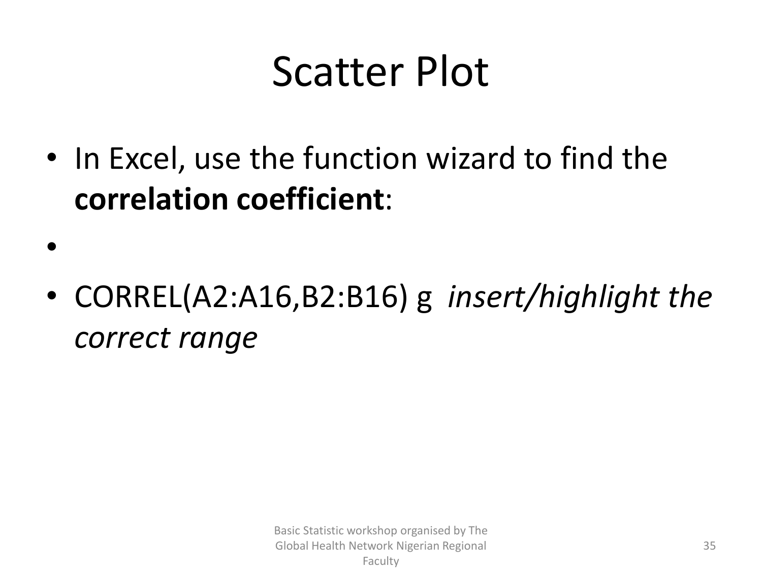# Scatter Plot

- In Excel, use the function wizard to find the **correlation coefficient**:
- 
- CORREL(A2:A16,B2:B16) g *insert/highlight the correct range*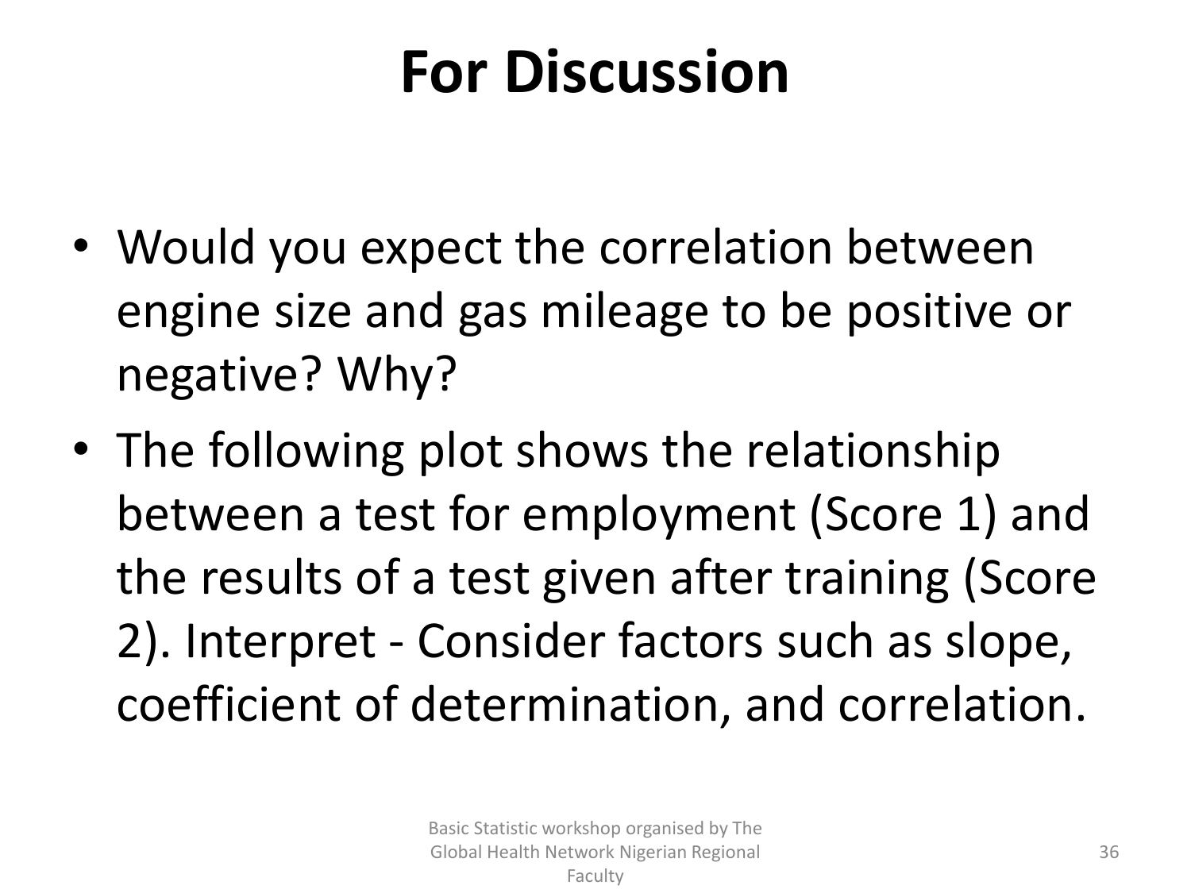# For Discussion

- Would you expect the correlation between engine size and gas mileage to be positive or negative? Why?
- The following plot shows the relationship between a test for employment (Score 1) and the results of a test given after training (Score 2). Interpret - Consider factors such as slope, coefficient of determination, and correlation.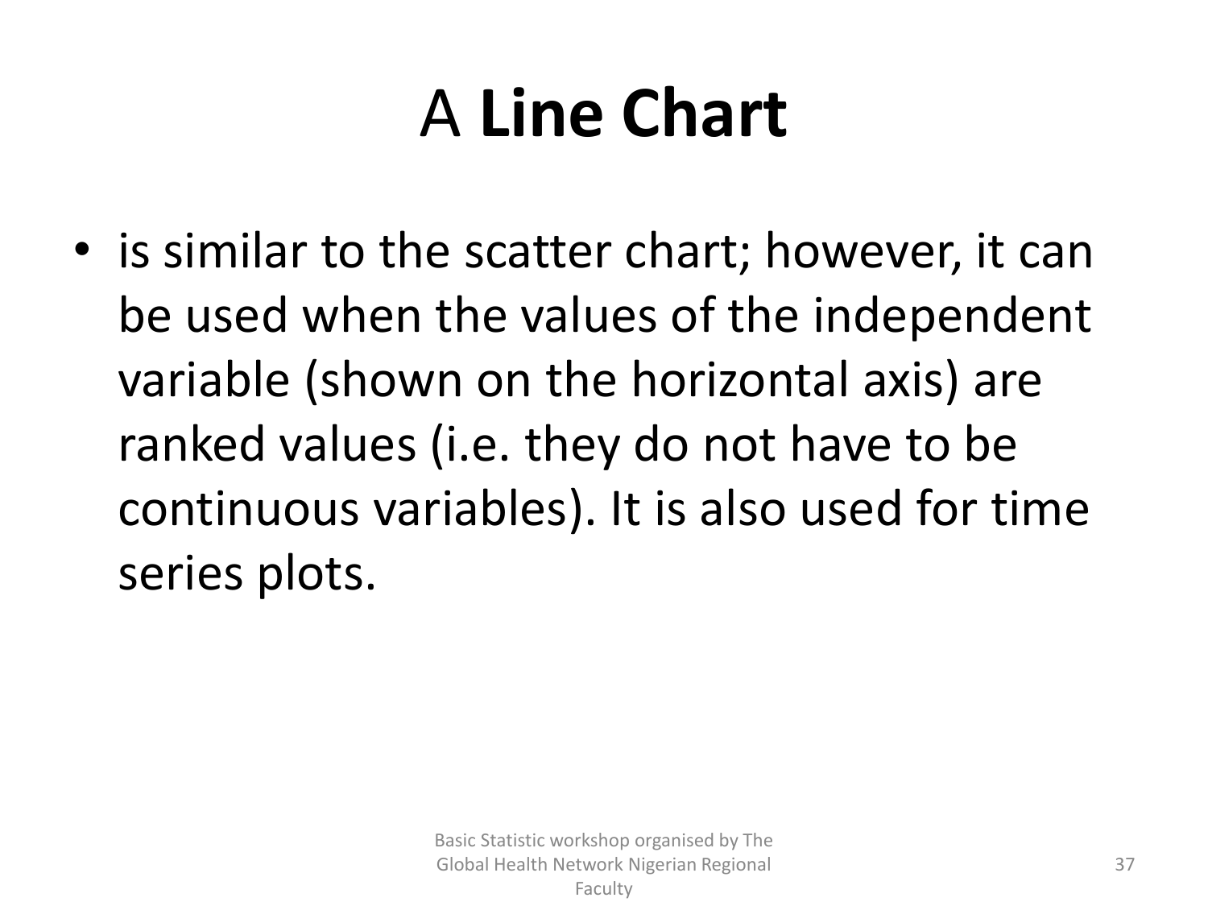# A **Line Chart**

- is similar to the scatter chart; however, it can be used when the values of the independent variable (shown on the horizontal axis) are ranked values (i.e. they do not have to be continuous variables). It is also used for time series plots.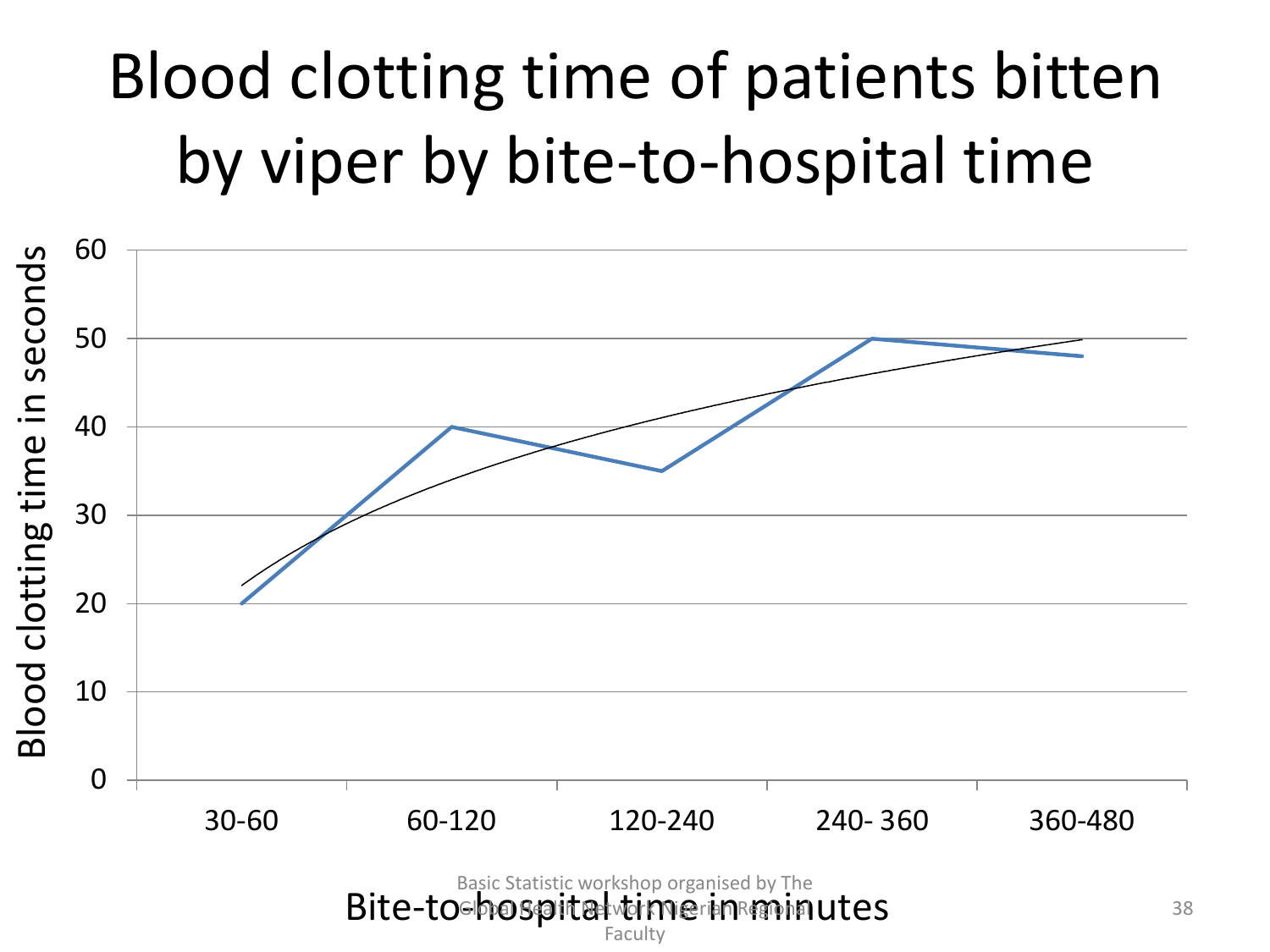# Blood clotting time of patients bitten by viper by bite-to-hospital time

Blood clotting time in seconds

60
50
40
30
20
10
0

30-60 | 60-120 | 120-240 | 240- 360 | 360-480

Bite-to-hospital time in minutes

Basic Statistic workshop organised by The Global Health Network Nigerian Regional Faculty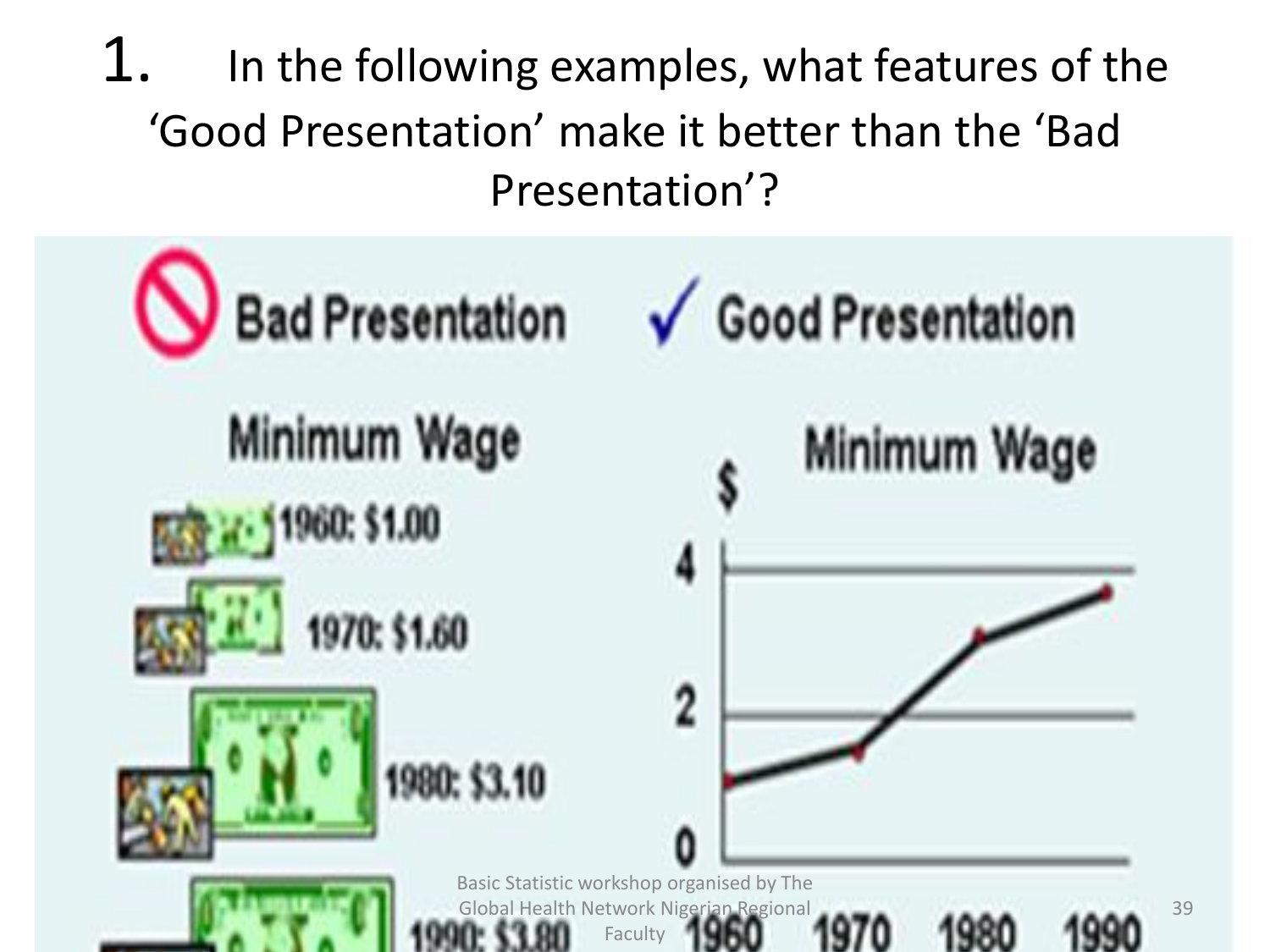1. In the following examples, what features of the 'Good Presentation' make it better than the 'Bad Presentation'?

**Bad Presentation**

Minimum Wage

1960: $1.00

1970: $1.60

1980: $3.10

1990: $3.80

**Good Presentation**

Minimum Wage

$

4

2

0

1960 1970 1980 1990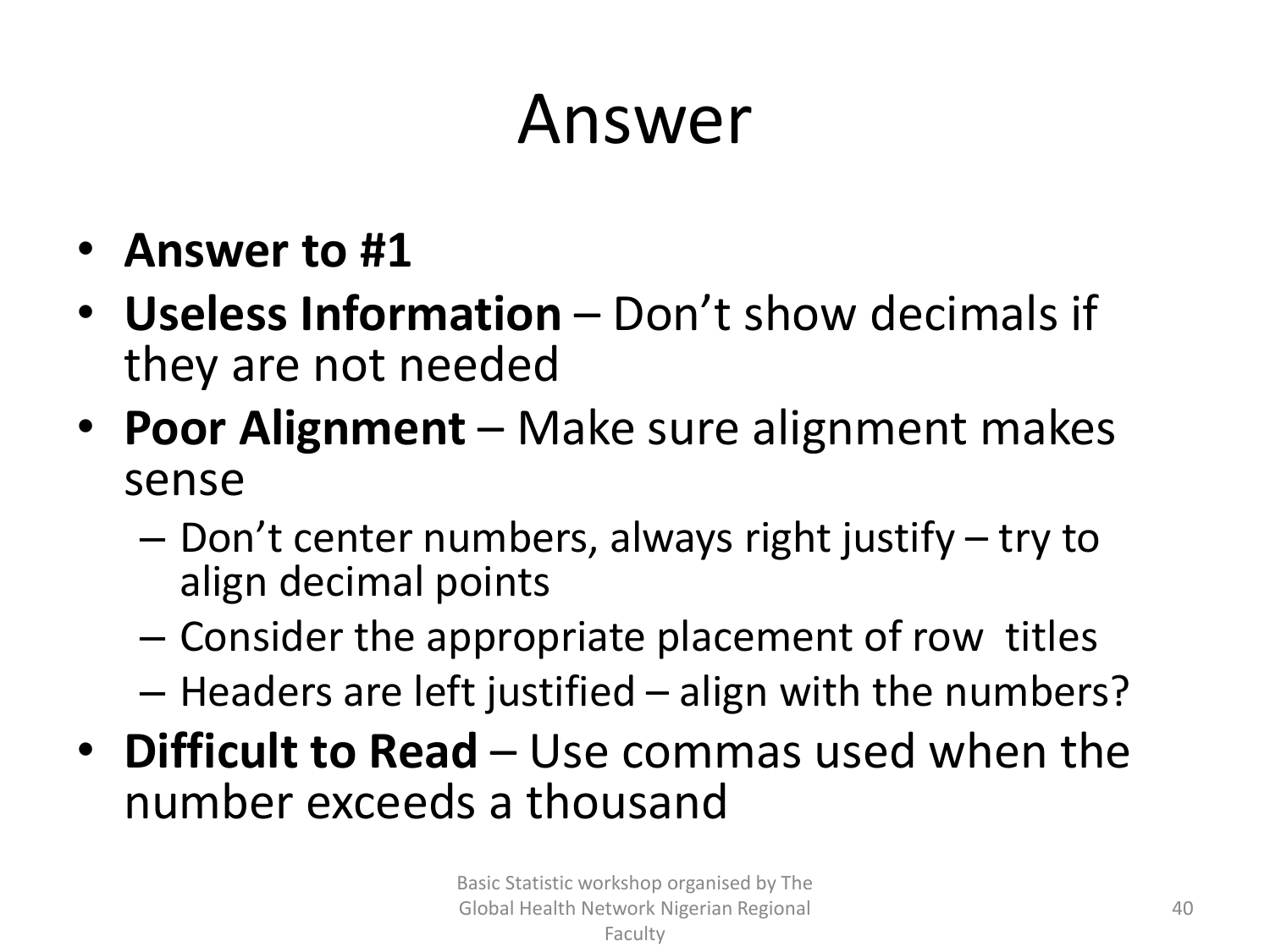# Answer

- **Answer to #1**
- **Useless Information** – Don't show decimals if they are not needed
- **Poor Alignment** – Make sure alignment makes sense
  - Don't center numbers, always right justify – try to align decimal points
  - Consider the appropriate placement of row titles
  - Headers are left justified – align with the numbers?
- **Difficult to Read** – Use commas used when the number exceeds a thousand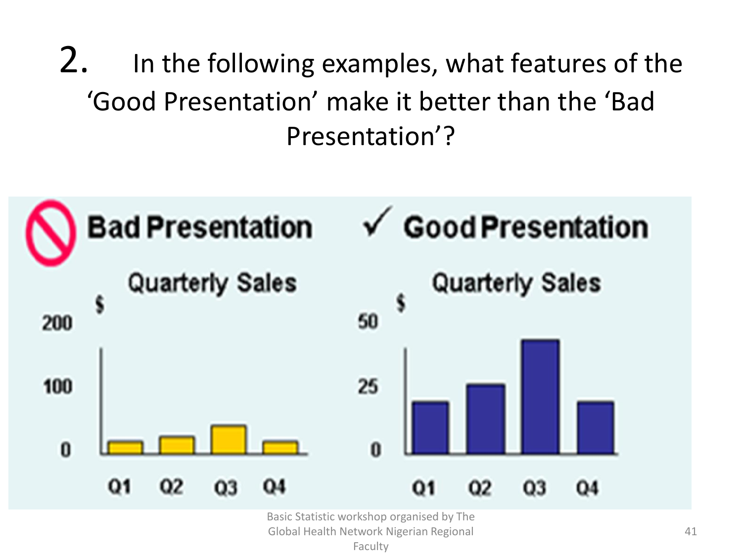2. In the following examples, what features of the 'Good Presentation' make it better than the 'Bad Presentation'?

**Bad Presentation**

Quarterly Sales

**Good Presentation**

Quarterly Sales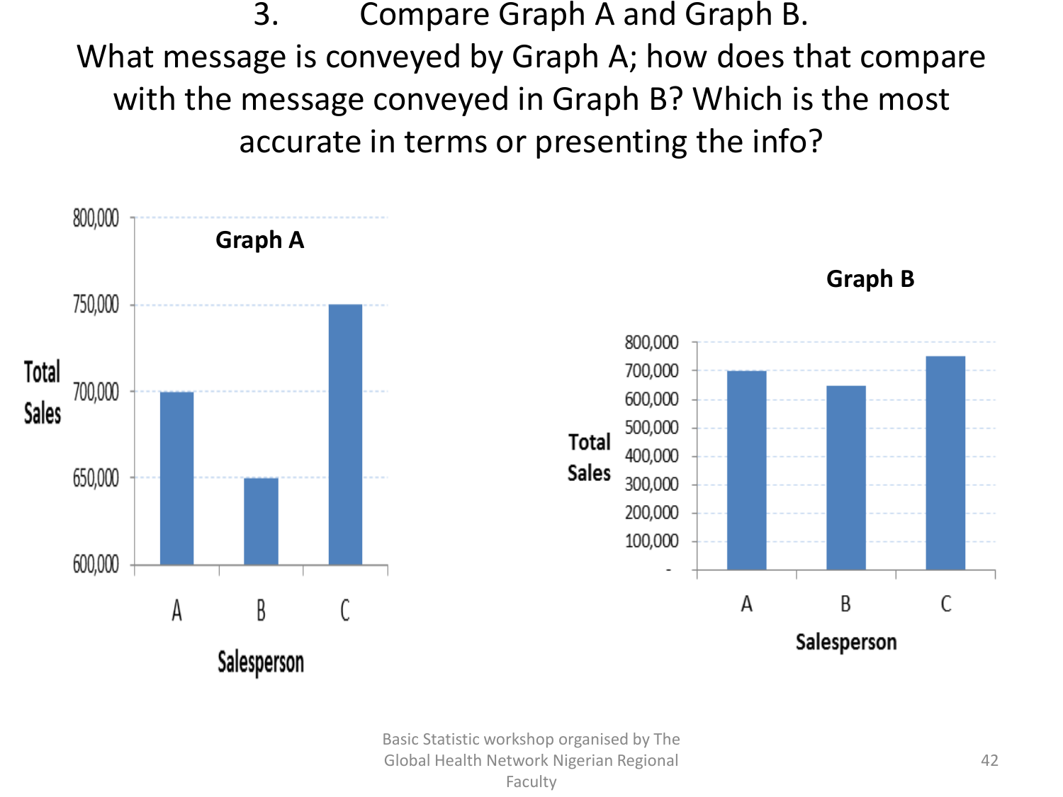3. Compare Graph A and Graph B.

What message is conveyed by Graph A; how does that compare with the message conveyed in Graph B? Which is the most accurate in terms or presenting the info?

**Graph A**

Total Sales: 600,000 – 800,000

Salesperson: A, B, C

**Graph B**

Total Sales: - to 800,000

Salesperson: A, B, C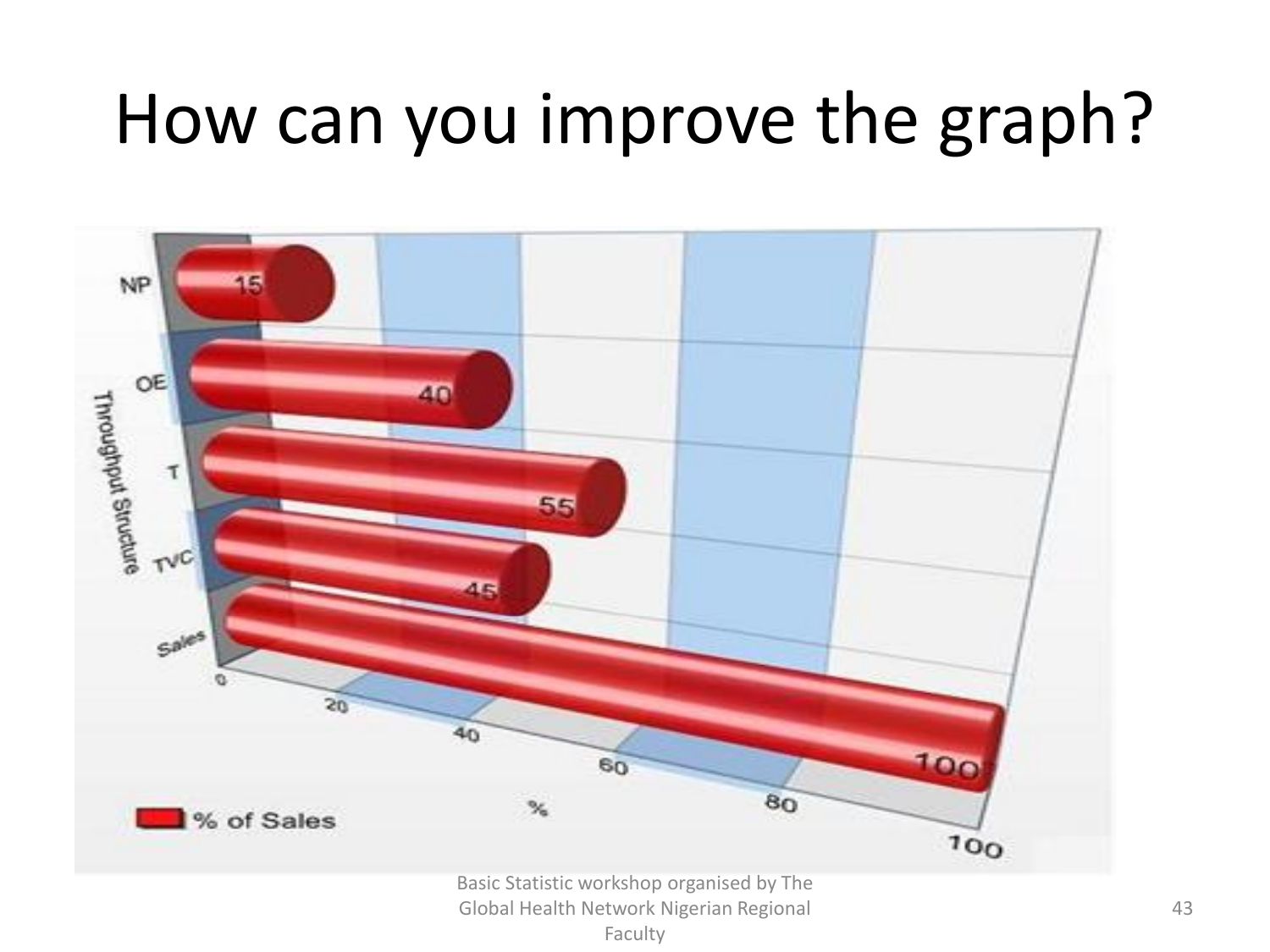# How can you improve the graph?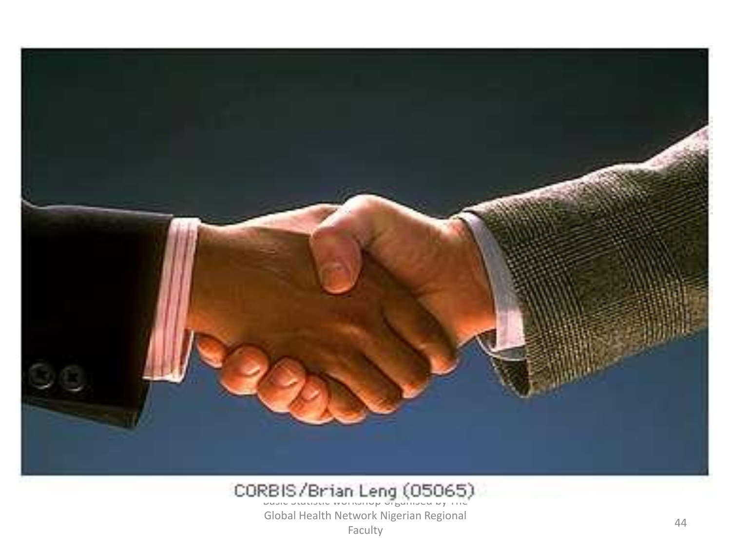CORBIS/Brian Leng (05065)